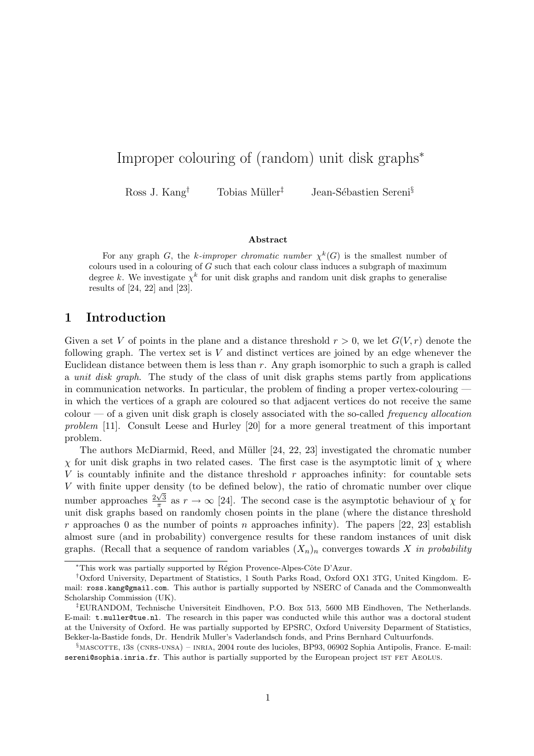# Improper colouring of (random) unit disk graphs*

Ross J. Kang[†] Tobias Müller[‡] Jean-Sébastien Sereni[§]

### Abstract

For any graph $G$, the *k-improper chromatic number* $\chi^k(G)$ is the smallest number of colours used in a colouring of $G$ such that each colour class induces a subgraph of maximum degree $k$. We investigate $\chi^k$ for unit disk graphs and random unit disk graphs to generalise results of [24, 22] and [23].

## 1 Introduction

Given a set $V$ of points in the plane and a distance threshold $r > 0$, we let $G(V, r)$ denote the following graph. The vertex set is $V$ and distinct vertices are joined by an edge whenever the Euclidean distance between them is less than $r$. Any graph isomorphic to such a graph is called a *unit disk graph*. The study of the class of unit disk graphs stems partly from applications in communication networks. In particular, the problem of finding a proper vertex-colouring — in which the vertices of a graph are coloured so that adjacent vertices do not receive the same colour — of a given unit disk graph is closely associated with the so-called *frequency allocation problem* [11]. Consult Leese and Hurley [20] for a more general treatment of this important problem.

The authors McDiarmid, Reed, and Müller [24, 22, 23] investigated the chromatic number $\chi$ for unit disk graphs in two related cases. The first case is the asymptotic limit of $\chi$ where $V$ is countably infinite and the distance threshold $r$ approaches infinity: for countable sets $V$ with finite upper density (to be defined below), the ratio of chromatic number over clique number approaches $\frac{2\sqrt{3}}{\pi}$ as $r \to \infty$ [24]. The second case is the asymptotic behaviour of $\chi$ for unit disk graphs based on randomly chosen points in the plane (where the distance threshold $r$ approaches 0 as the number of points $n$ approaches infinity). The papers [22, 23] establish almost sure (and in probability) convergence results for these random instances of unit disk graphs. (Recall that a sequence of random variables $(X_n)_n$ converges towards $X$ *in probability*

---

*This work was partially supported by Région Provence-Alpes-Côte D'Azur.

[†]Oxford University, Department of Statistics, 1 South Parks Road, Oxford OX1 3TG, United Kingdom. E-mail: ross.kang@gmail.com. This author is partially supported by NSERC of Canada and the Commonwealth Scholarship Commission (UK).

[‡]EURANDOM, Technische Universiteit Eindhoven, P.O. Box 513, 5600 MB Eindhoven, The Netherlands. E-mail: t.muller@tue.nl. The research in this paper was conducted while this author was a doctoral student at the University of Oxford. He was partially supported by EPSRC, Oxford University Deparment of Statistics, Bekker-la-Bastide fonds, Dr. Hendrik Muller's Vaderlandsch fonds, and Prins Bernhard Cultuurfonds.

[§]MASCOTTE, I3S (CNRS-UNSA) – INRIA, 2004 route des lucioles, BP93, 06902 Sophia Antipolis, France. E-mail: sereni@sophia.inria.fr. This author is partially supported by the European project IST FET AEOLUS.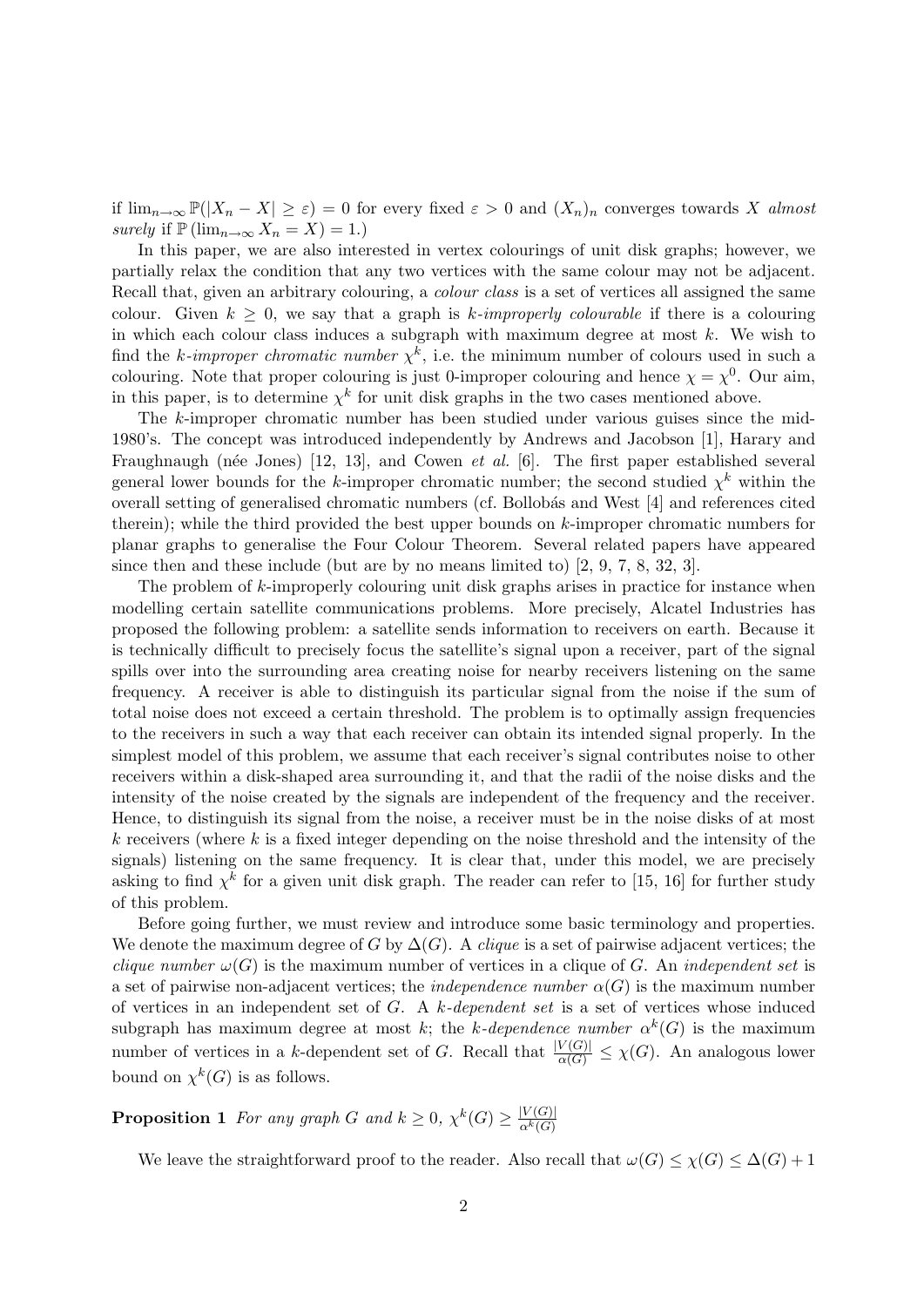if $\lim_{n\to\infty} \mathbb{P}(|X_n - X| \geq \varepsilon) = 0$ for every fixed $\varepsilon > 0$ and $(X_n)_n$ converges towards $X$ *almost surely* if $\mathbb{P}(\lim_{n\to\infty} X_n = X) = 1$.)

In this paper, we are also interested in vertex colourings of unit disk graphs; however, we partially relax the condition that any two vertices with the same colour may not be adjacent. Recall that, given an arbitrary colouring, a *colour class* is a set of vertices all assigned the same colour. Given $k \geq 0$, we say that a graph is *k-improperly colourable* if there is a colouring in which each colour class induces a subgraph with maximum degree at most $k$. We wish to find the *k-improper chromatic number* $\chi^k$, i.e. the minimum number of colours used in such a colouring. Note that proper colouring is just 0-improper colouring and hence $\chi = \chi^0$. Our aim, in this paper, is to determine $\chi^k$ for unit disk graphs in the two cases mentioned above.

The $k$-improper chromatic number has been studied under various guises since the mid-1980's. The concept was introduced independently by Andrews and Jacobson [1], Harary and Fraughnaugh (née Jones) [12, 13], and Cowen *et al.* [6]. The first paper established several general lower bounds for the $k$-improper chromatic number; the second studied $\chi^k$ within the overall setting of generalised chromatic numbers (cf. Bollobás and West [4] and references cited therein); while the third provided the best upper bounds on $k$-improper chromatic numbers for planar graphs to generalise the Four Colour Theorem. Several related papers have appeared since then and these include (but are by no means limited to) [2, 9, 7, 8, 32, 3].

The problem of $k$-improperly colouring unit disk graphs arises in practice for instance when modelling certain satellite communications problems. More precisely, Alcatel Industries has proposed the following problem: a satellite sends information to receivers on earth. Because it is technically difficult to precisely focus the satellite's signal upon a receiver, part of the signal spills over into the surrounding area creating noise for nearby receivers listening on the same frequency. A receiver is able to distinguish its particular signal from the noise if the sum of total noise does not exceed a certain threshold. The problem is to optimally assign frequencies to the receivers in such a way that each receiver can obtain its intended signal properly. In the simplest model of this problem, we assume that each receiver's signal contributes noise to other receivers within a disk-shaped area surrounding it, and that the radii of the noise disks and the intensity of the noise created by the signals are independent of the frequency and the receiver. Hence, to distinguish its signal from the noise, a receiver must be in the noise disks of at most $k$ receivers (where $k$ is a fixed integer depending on the noise threshold and the intensity of the signals) listening on the same frequency. It is clear that, under this model, we are precisely asking to find $\chi^k$ for a given unit disk graph. The reader can refer to [15, 16] for further study of this problem.

Before going further, we must review and introduce some basic terminology and properties. We denote the maximum degree of $G$ by $\Delta(G)$. A *clique* is a set of pairwise adjacent vertices; the *clique number* $\omega(G)$ is the maximum number of vertices in a clique of $G$. An *independent set* is a set of pairwise non-adjacent vertices; the *independence number* $\alpha(G)$ is the maximum number of vertices in an independent set of $G$. A *k-dependent set* is a set of vertices whose induced subgraph has maximum degree at most $k$; the *k-dependence number* $\alpha^k(G)$ is the maximum number of vertices in a $k$-dependent set of $G$. Recall that $\frac{|V(G)|}{\alpha(G)} \leq \chi(G)$. An analogous lower bound on $\chi^k(G)$ is as follows.

**Proposition 1** *For any graph $G$ and $k \geq 0$, $\chi^k(G) \geq \frac{|V(G)|}{\alpha^k(G)}$*

We leave the straightforward proof to the reader. Also recall that $\omega(G) \leq \chi(G) \leq \Delta(G) + 1$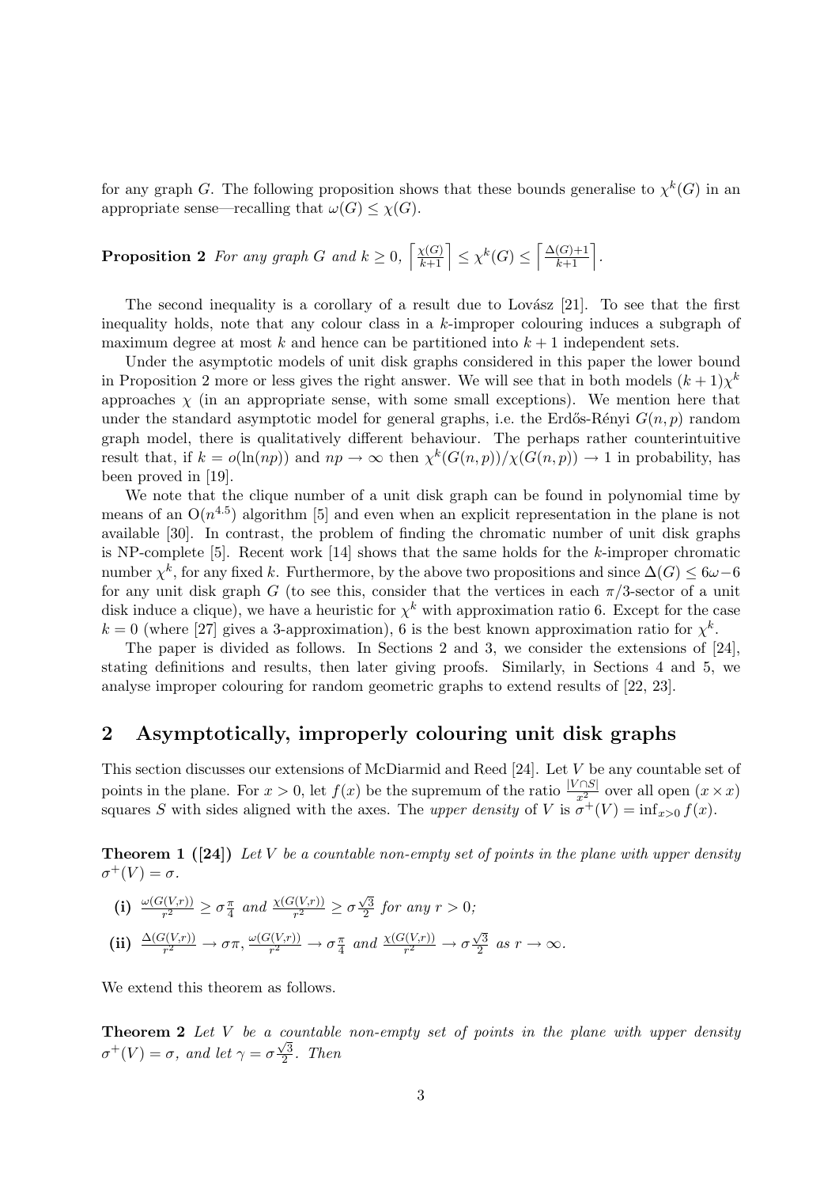for any graph $G$. The following proposition shows that these bounds generalise to $\chi^k(G)$ in an appropriate sense—recalling that $\omega(G) \le \chi(G)$.

**Proposition 2** *For any graph $G$ and $k \ge 0$, $\left\lceil \frac{\chi(G)}{k+1} \right\rceil \le \chi^k(G) \le \left\lceil \frac{\Delta(G)+1}{k+1} \right\rceil$.*

The second inequality is a corollary of a result due to Lovász [21]. To see that the first inequality holds, note that any colour class in a $k$-improper colouring induces a subgraph of maximum degree at most $k$ and hence can be partitioned into $k+1$ independent sets.

Under the asymptotic models of unit disk graphs considered in this paper the lower bound in Proposition 2 more or less gives the right answer. We will see that in both models $(k+1)\chi^k$ approaches $\chi$ (in an appropriate sense, with some small exceptions). We mention here that under the standard asymptotic model for general graphs, i.e. the Erdős-Rényi $G(n,p)$ random graph model, there is qualitatively different behaviour. The perhaps rather counterintuitive result that, if $k = o(\ln(np))$ and $np \to \infty$ then $\chi^k(G(n,p))/\chi(G(n,p)) \to 1$ in probability, has been proved in [19].

We note that the clique number of a unit disk graph can be found in polynomial time by means of an $O(n^{4.5})$ algorithm [5] and even when an explicit representation in the plane is not available [30]. In contrast, the problem of finding the chromatic number of unit disk graphs is NP-complete [5]. Recent work [14] shows that the same holds for the $k$-improper chromatic number $\chi^k$, for any fixed $k$. Furthermore, by the above two propositions and since $\Delta(G) \le 6\omega - 6$ for any unit disk graph $G$ (to see this, consider that the vertices in each $\pi/3$-sector of a unit disk induce a clique), we have a heuristic for $\chi^k$ with approximation ratio 6. Except for the case $k = 0$ (where [27] gives a 3-approximation), 6 is the best known approximation ratio for $\chi^k$.

The paper is divided as follows. In Sections 2 and 3, we consider the extensions of [24], stating definitions and results, then later giving proofs. Similarly, in Sections 4 and 5, we analyse improper colouring for random geometric graphs to extend results of [22, 23].

## 2 Asymptotically, improperly colouring unit disk graphs

This section discusses our extensions of McDiarmid and Reed [24]. Let $V$ be any countable set of points in the plane. For $x > 0$, let $f(x)$ be the supremum of the ratio $\frac{|V \cap S|}{x^2}$ over all open $(x \times x)$ squares $S$ with sides aligned with the axes. The *upper density* of $V$ is $\sigma^+(V) = \inf_{x>0} f(x)$.

**Theorem 1 ([24])** *Let $V$ be a countable non-empty set of points in the plane with upper density $\sigma^+(V) = \sigma$.*

**(i)** $\frac{\omega(G(V,r))}{r^2} \ge \sigma\frac{\pi}{4}$ *and* $\frac{\chi(G(V,r))}{r^2} \ge \sigma\frac{\sqrt{3}}{2}$ *for any $r > 0$;*

**(ii)** $\frac{\Delta(G(V,r))}{r^2} \to \sigma\pi$, $\frac{\omega(G(V,r))}{r^2} \to \sigma\frac{\pi}{4}$ *and* $\frac{\chi(G(V,r))}{r^2} \to \sigma\frac{\sqrt{3}}{2}$ *as $r \to \infty$.*

We extend this theorem as follows.

**Theorem 2** *Let $V$ be a countable non-empty set of points in the plane with upper density $\sigma^+(V) = \sigma$, and let $\gamma = \sigma\frac{\sqrt{3}}{2}$. Then*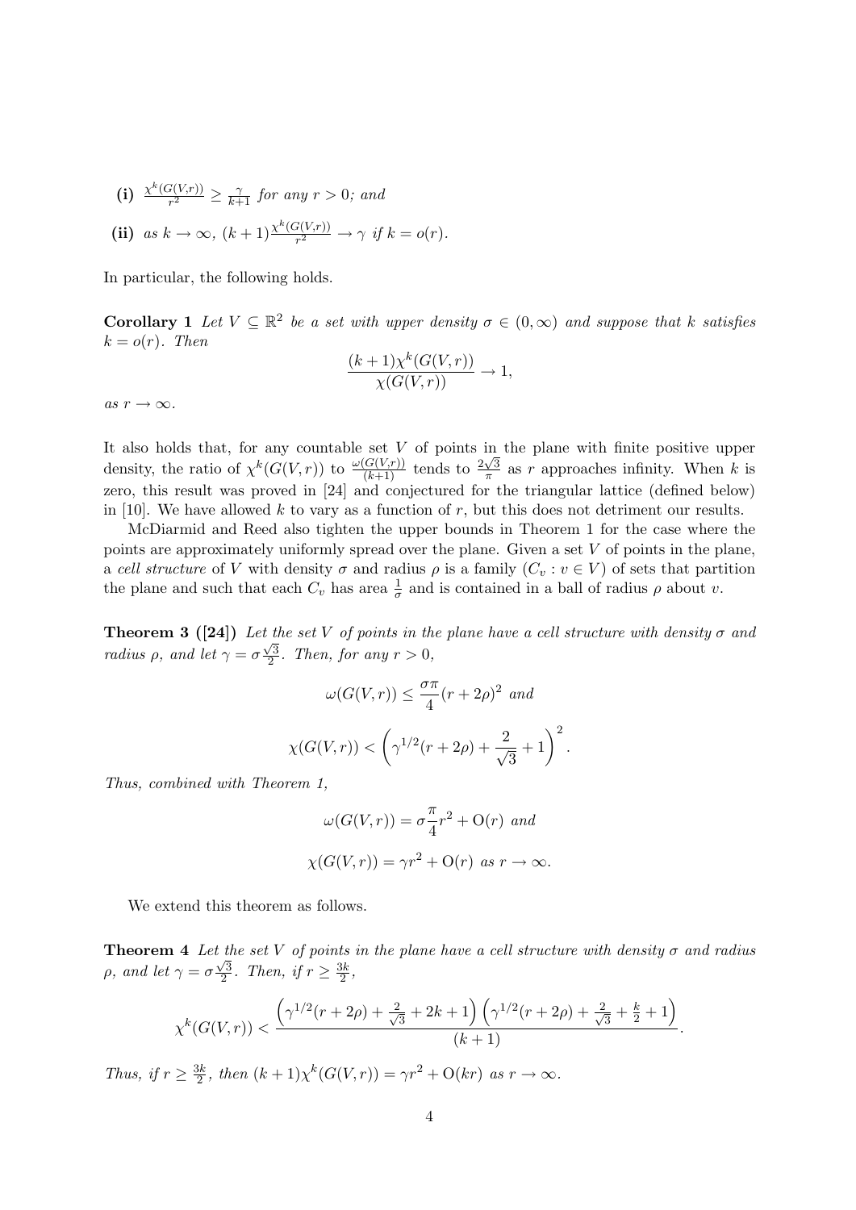**(i)** $\frac{\chi^k(G(V,r))}{r^2} \geq \frac{\gamma}{k+1}$ *for any* $r > 0$*; and*

**(ii)** *as* $k \to \infty$, $(k+1)\frac{\chi^k(G(V,r))}{r^2} \to \gamma$ *if* $k = o(r)$.

In particular, the following holds.

**Corollary 1** *Let* $V \subseteq \mathbb{R}^2$ *be a set with upper density* $\sigma \in (0, \infty)$ *and suppose that* $k$ *satisfies* $k = o(r)$*. Then*

$$\frac{(k+1)\chi^k(G(V,r))}{\chi(G(V,r))} \to 1,$$

*as* $r \to \infty$.

It also holds that, for any countable set $V$ of points in the plane with finite positive upper density, the ratio of $\chi^k(G(V,r))$ to $\frac{\omega(G(V,r))}{(k+1)}$ tends to $\frac{2\sqrt{3}}{\pi}$ as $r$ approaches infinity. When $k$ is zero, this result was proved in [24] and conjectured for the triangular lattice (defined below) in [10]. We have allowed $k$ to vary as a function of $r$, but this does not detriment our results.

McDiarmid and Reed also tighten the upper bounds in Theorem 1 for the case where the points are approximately uniformly spread over the plane. Given a set $V$ of points in the plane, a *cell structure* of $V$ with density $\sigma$ and radius $\rho$ is a family $(C_v : v \in V)$ of sets that partition the plane and such that each $C_v$ has area $\frac{1}{\sigma}$ and is contained in a ball of radius $\rho$ about $v$.

**Theorem 3 ([24])** *Let the set* $V$ *of points in the plane have a cell structure with density* $\sigma$ *and radius* $\rho$*, and let* $\gamma = \sigma\frac{\sqrt{3}}{2}$*. Then, for any* $r > 0$,

$$\omega(G(V,r)) \leq \frac{\sigma\pi}{4}(r + 2\rho)^2 \text{ and}$$

$$\chi(G(V,r)) < \left(\gamma^{1/2}(r + 2\rho) + \frac{2}{\sqrt{3}} + 1\right)^2.$$

*Thus, combined with Theorem 1,*

$$\omega(G(V,r)) = \sigma\frac{\pi}{4}r^2 + \mathrm{O}(r) \text{ and}$$

$$\chi(G(V,r)) = \gamma r^2 + \mathrm{O}(r) \text{ as } r \to \infty.$$

We extend this theorem as follows.

**Theorem 4** *Let the set* $V$ *of points in the plane have a cell structure with density* $\sigma$ *and radius* $\rho$*, and let* $\gamma = \sigma\frac{\sqrt{3}}{2}$*. Then, if* $r \geq \frac{3k}{2}$,

$$\chi^k(G(V,r)) < \frac{\left(\gamma^{1/2}(r + 2\rho) + \frac{2}{\sqrt{3}} + 2k + 1\right)\left(\gamma^{1/2}(r + 2\rho) + \frac{2}{\sqrt{3}} + \frac{k}{2} + 1\right)}{(k+1)}.$$

*Thus, if* $r \geq \frac{3k}{2}$*, then* $(k+1)\chi^k(G(V,r)) = \gamma r^2 + \mathrm{O}(kr)$ *as* $r \to \infty$.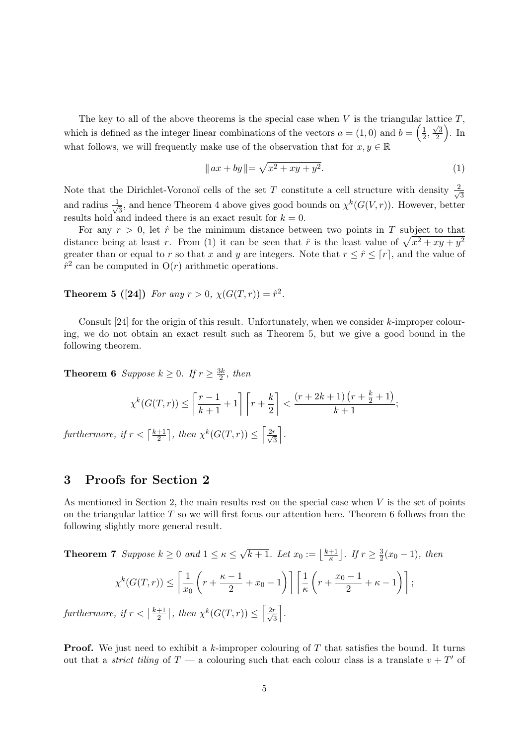The key to all of the above theorems is the special case when $V$ is the triangular lattice $T$, which is defined as the integer linear combinations of the vectors $a = (1, 0)$ and $b = \left(\frac{1}{2}, \frac{\sqrt{3}}{2}\right)$. In what follows, we will frequently make use of the observation that for $x, y \in \mathbb{R}$

$$\| ax + by \| = \sqrt{x^2 + xy + y^2}. \tag{1}$$

Note that the Dirichlet-Voronoï cells of the set $T$ constitute a cell structure with density $\frac{2}{\sqrt{3}}$ and radius $\frac{1}{\sqrt{3}}$, and hence Theorem 4 above gives good bounds on $\chi^k(G(V, r))$. However, better results hold and indeed there is an exact result for $k = 0$.

For any $r > 0$, let $\hat{r}$ be the minimum distance between two points in $T$ subject to that distance being at least $r$. From (1) it can be seen that $\hat{r}$ is the least value of $\sqrt{x^2 + xy + y^2}$ greater than or equal to $r$ so that $x$ and $y$ are integers. Note that $r \leq \hat{r} \leq \lceil r \rceil$, and the value of $\hat{r}^2$ can be computed in $O(r)$ arithmetic operations.

**Theorem 5 ([24])** *For any $r > 0$, $\chi(G(T, r)) = \hat{r}^2$.*

Consult [24] for the origin of this result. Unfortunately, when we consider $k$-improper colouring, we do not obtain an exact result such as Theorem 5, but we give a good bound in the following theorem.

**Theorem 6** *Suppose $k \geq 0$. If $r \geq \frac{3k}{2}$, then*

$$\chi^k(G(T, r)) \leq \left\lceil \frac{r-1}{k+1} + 1 \right\rceil \left\lceil r + \frac{k}{2} \right\rceil < \frac{(r + 2k + 1)\left(r + \frac{k}{2} + 1\right)}{k+1};$$

*furthermore, if $r < \left\lceil \frac{k+1}{2} \right\rceil$, then $\chi^k(G(T, r)) \leq \left\lceil \frac{2r}{\sqrt{3}} \right\rceil$.*

## 3 Proofs for Section 2

As mentioned in Section 2, the main results rest on the special case when $V$ is the set of points on the triangular lattice $T$ so we will first focus our attention here. Theorem 6 follows from the following slightly more general result.

**Theorem 7** *Suppose $k \geq 0$ and $1 \leq \kappa \leq \sqrt{k+1}$. Let $x_0 := \left\lfloor \frac{k+1}{\kappa} \right\rfloor$. If $r \geq \frac{3}{2}(x_0 - 1)$, then*

$$\chi^k(G(T, r)) \leq \left\lceil \frac{1}{x_0}\left(r + \frac{\kappa - 1}{2} + x_0 - 1\right) \right\rceil \left\lceil \frac{1}{\kappa}\left(r + \frac{x_0 - 1}{2} + \kappa - 1\right) \right\rceil;$$

*furthermore, if $r < \left\lceil \frac{k+1}{2} \right\rceil$, then $\chi^k(G(T, r)) \leq \left\lceil \frac{2r}{\sqrt{3}} \right\rceil$.*

**Proof.** We just need to exhibit a $k$-improper colouring of $T$ that satisfies the bound. It turns out that a *strict tiling* of $T$ — a colouring such that each colour class is a translate $v + T'$ of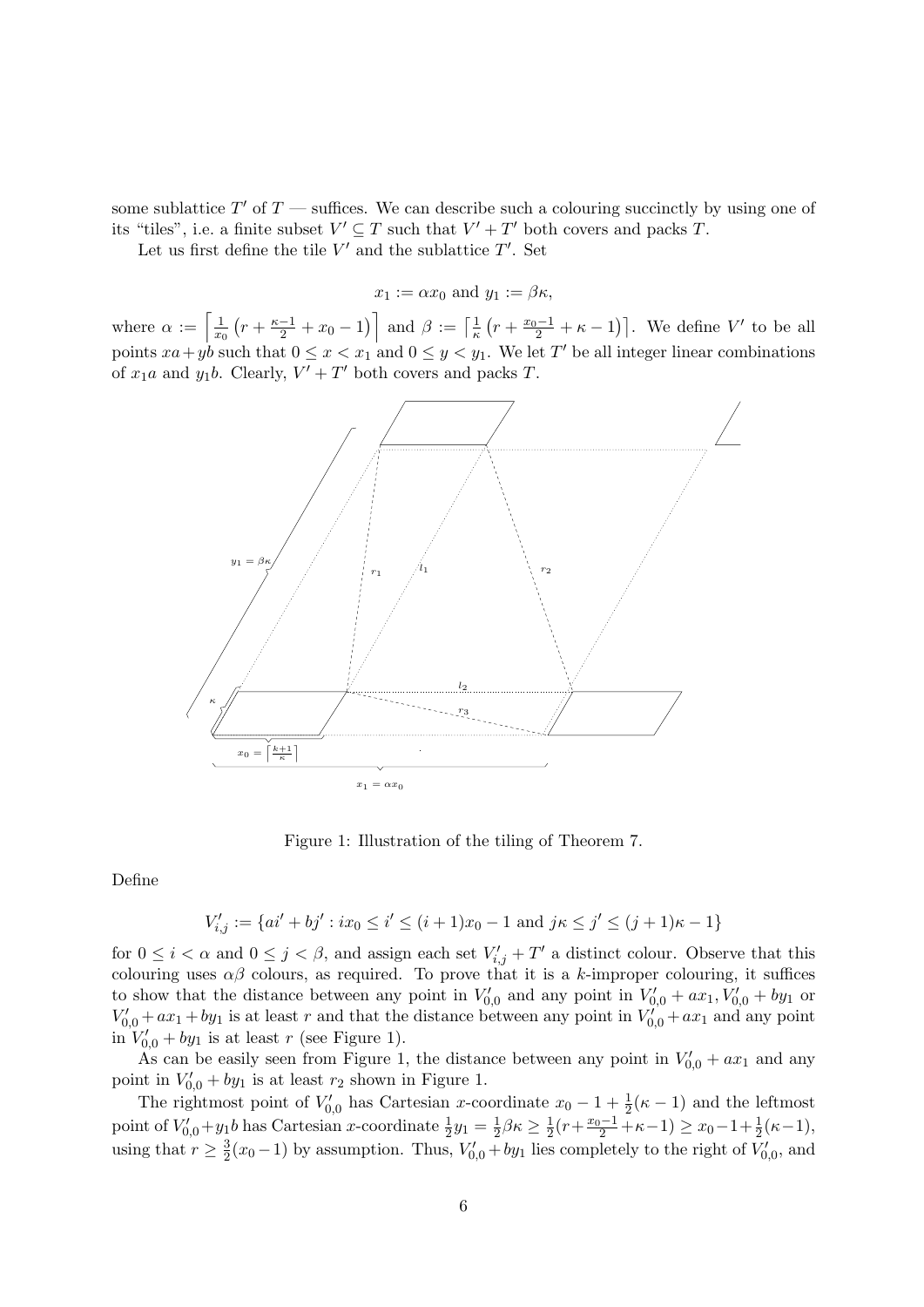some sublattice $T'$ of $T$ — suffices. We can describe such a colouring succinctly by using one of its "tiles", i.e. a finite subset $V' \subseteq T$ such that $V' + T'$ both covers and packs $T$.

Let us first define the tile $V'$ and the sublattice $T'$. Set

$$x_1 := \alpha x_0 \text{ and } y_1 := \beta\kappa,$$

where $\alpha := \left\lceil \frac{1}{x_0}\left(r + \frac{\kappa-1}{2} + x_0 - 1\right)\right\rceil$ and $\beta := \left\lceil \frac{1}{\kappa}\left(r + \frac{x_0-1}{2} + \kappa - 1\right)\right\rceil$. We define $V'$ to be all points $xa + yb$ such that $0 \le x < x_1$ and $0 \le y < y_1$. We let $T'$ be all integer linear combinations of $x_1 a$ and $y_1 b$. Clearly, $V' + T'$ both covers and packs $T$.

Figure 1: Illustration of the tiling of Theorem 7.

Define

$$V'_{i,j} := \{ai' + bj' : ix_0 \le i' \le (i+1)x_0 - 1 \text{ and } j\kappa \le j' \le (j+1)\kappa - 1\}$$

for $0 \le i < \alpha$ and $0 \le j < \beta$, and assign each set $V'_{i,j} + T'$ a distinct colour. Observe that this colouring uses $\alpha\beta$ colours, as required. To prove that it is a $k$-improper colouring, it suffices to show that the distance between any point in $V'_{0,0}$ and any point in $V'_{0,0} + ax_1$, $V'_{0,0} + by_1$ or $V'_{0,0} + ax_1 + by_1$ is at least $r$ and that the distance between any point in $V'_{0,0} + ax_1$ and any point in $V'_{0,0} + by_1$ is at least $r$ (see Figure 1).

As can be easily seen from Figure 1, the distance between any point in $V'_{0,0} + ax_1$ and any point in $V'_{0,0} + by_1$ is at least $r_2$ shown in Figure 1.

The rightmost point of $V'_{0,0}$ has Cartesian $x$-coordinate $x_0 - 1 + \frac{1}{2}(\kappa - 1)$ and the leftmost point of $V'_{0,0} + y_1 b$ has Cartesian $x$-coordinate $\frac{1}{2}y_1 = \frac{1}{2}\beta\kappa \ge \frac{1}{2}(r + \frac{x_0-1}{2} + \kappa - 1) \ge x_0 - 1 + \frac{1}{2}(\kappa - 1)$, using that $r \ge \frac{3}{2}(x_0 - 1)$ by assumption. Thus, $V'_{0,0} + by_1$ lies completely to the right of $V'_{0,0}$, and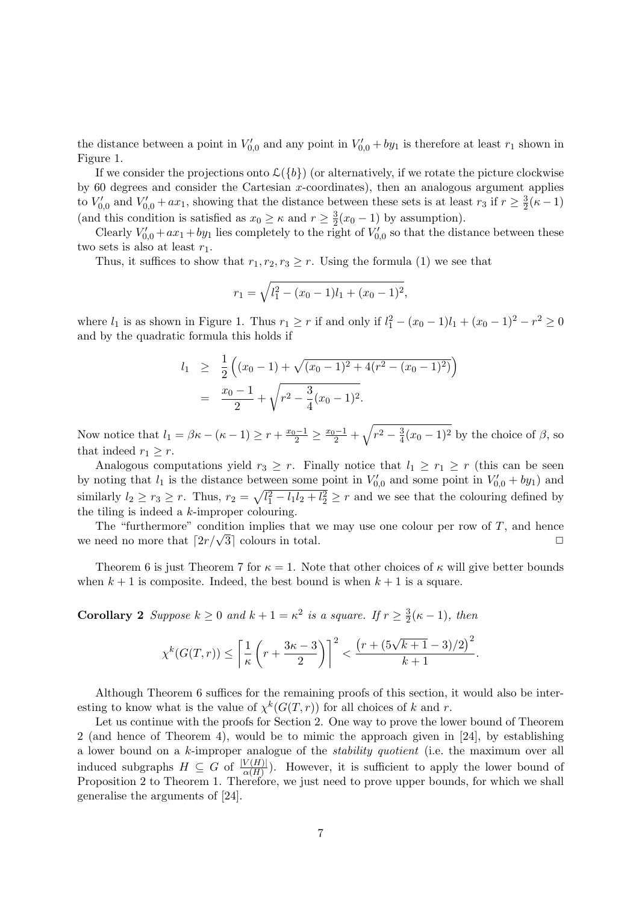the distance between a point in $V'_{0,0}$ and any point in $V'_{0,0} + by_1$ is therefore at least $r_1$ shown in Figure 1.

If we consider the projections onto $\mathcal{L}(\{b\})$ (or alternatively, if we rotate the picture clockwise by 60 degrees and consider the Cartesian $x$-coordinates), then an analogous argument applies to $V'_{0,0}$ and $V'_{0,0} + ax_1$, showing that the distance between these sets is at least $r_3$ if $r \geq \frac{3}{2}(\kappa - 1)$ (and this condition is satisfied as $x_0 \geq \kappa$ and $r \geq \frac{3}{2}(x_0 - 1)$ by assumption).

Clearly $V'_{0,0} + ax_1 + by_1$ lies completely to the right of $V'_{0,0}$ so that the distance between these two sets is also at least $r_1$.

Thus, it suffices to show that $r_1, r_2, r_3 \geq r$. Using the formula (1) we see that

$$r_1 = \sqrt{l_1^2 - (x_0 - 1)l_1 + (x_0 - 1)^2},$$

where $l_1$ is as shown in Figure 1. Thus $r_1 \geq r$ if and only if $l_1^2 - (x_0 - 1)l_1 + (x_0 - 1)^2 - r^2 \geq 0$ and by the quadratic formula this holds if

$$\begin{aligned} l_1 &\geq \frac{1}{2}\left((x_0 - 1) + \sqrt{(x_0 - 1)^2 + 4(r^2 - (x_0 - 1)^2)}\right) \\ &= \frac{x_0 - 1}{2} + \sqrt{r^2 - \frac{3}{4}(x_0 - 1)^2}. \end{aligned}$$

Now notice that $l_1 = \beta\kappa - (\kappa - 1) \geq r + \frac{x_0 - 1}{2} \geq \frac{x_0 - 1}{2} + \sqrt{r^2 - \frac{3}{4}(x_0 - 1)^2}$ by the choice of $\beta$, so that indeed $r_1 \geq r$.

Analogous computations yield $r_3 \geq r$. Finally notice that $l_1 \geq r_1 \geq r$ (this can be seen by noting that $l_1$ is the distance between some point in $V'_{0,0}$ and some point in $V'_{0,0} + by_1$) and similarly $l_2 \geq r_3 \geq r$. Thus, $r_2 = \sqrt{l_1^2 - l_1 l_2 + l_2^2} \geq r$ and we see that the colouring defined by the tiling is indeed a $k$-improper colouring.

The "furthermore" condition implies that we may use one colour per row of $T$, and hence we need no more that $\lceil 2r/\sqrt{3} \rceil$ colours in total. $\Box$

Theorem 6 is just Theorem 7 for $\kappa = 1$. Note that other choices of $\kappa$ will give better bounds when $k + 1$ is composite. Indeed, the best bound is when $k + 1$ is a square.

**Corollary 2** *Suppose $k \geq 0$ and $k + 1 = \kappa^2$ is a square. If $r \geq \frac{3}{2}(\kappa - 1)$, then*

$$\chi^k(G(T, r)) \leq \left\lceil \frac{1}{\kappa}\left(r + \frac{3\kappa - 3}{2}\right) \right\rceil^2 < \frac{\left(r + (5\sqrt{k+1} - 3)/2\right)^2}{k + 1}.$$

Although Theorem 6 suffices for the remaining proofs of this section, it would also be interesting to know what is the value of $\chi^k(G(T, r))$ for all choices of $k$ and $r$.

Let us continue with the proofs for Section 2. One way to prove the lower bound of Theorem 2 (and hence of Theorem 4), would be to mimic the approach given in [24], by establishing a lower bound on a $k$-improper analogue of the *stability quotient* (i.e. the maximum over all induced subgraphs $H \subseteq G$ of $\frac{|V(H)|}{\alpha(H)}$). However, it is sufficient to apply the lower bound of Proposition 2 to Theorem 1. Therefore, we just need to prove upper bounds, for which we shall generalise the arguments of [24].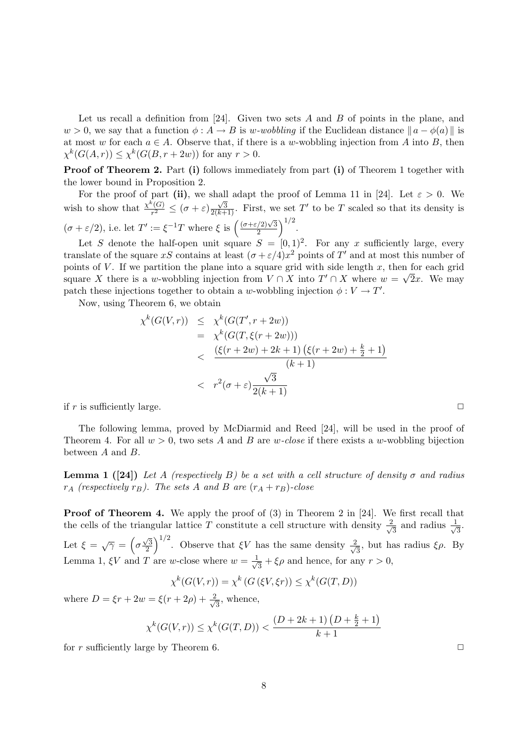Let us recall a definition from [24]. Given two sets $A$ and $B$ of points in the plane, and $w > 0$, we say that a function $\phi : A \to B$ is *$w$-wobbling* if the Euclidean distance $\| a - \phi(a) \|$ is at most $w$ for each $a \in A$. Observe that, if there is a $w$-wobbling injection from $A$ into $B$, then $\chi^k(G(A,r)) \le \chi^k(G(B, r+2w))$ for any $r > 0$.

**Proof of Theorem 2.** Part **(i)** follows immediately from part **(i)** of Theorem 1 together with the lower bound in Proposition 2.

For the proof of part **(ii)**, we shall adapt the proof of Lemma 11 in [24]. Let $\varepsilon > 0$. We wish to show that $\frac{\chi^k(G)}{r^2} \le (\sigma + \varepsilon)\frac{\sqrt{3}}{2(k+1)}$. First, we set $T'$ to be $T$ scaled so that its density is $(\sigma + \varepsilon/2)$, i.e. let $T' := \xi^{-1} T$ where $\xi$ is $\left(\frac{(\sigma+\varepsilon/2)\sqrt{3}}{2}\right)^{1/2}$.

Let $S$ denote the half-open unit square $S = [0,1)^2$. For any $x$ sufficiently large, every translate of the square $xS$ contains at least $(\sigma + \varepsilon/4)x^2$ points of $T'$ and at most this number of points of $V$. If we partition the plane into a square grid with side length $x$, then for each grid square $X$ there is a $w$-wobbling injection from $V \cap X$ into $T' \cap X$ where $w = \sqrt{2}x$. We may patch these injections together to obtain a $w$-wobbling injection $\phi : V \to T'$.

Now, using Theorem 6, we obtain

$$
\begin{aligned}
\chi^k(G(V,r)) &\le \chi^k(G(T', r+2w)) \\
&= \chi^k(G(T, \xi(r+2w))) \\
&< \frac{(\xi(r+2w) + 2k + 1)\left(\xi(r+2w) + \frac{k}{2} + 1\right)}{(k+1)} \\
&< r^2(\sigma+\varepsilon)\frac{\sqrt{3}}{2(k+1)}
\end{aligned}
$$

if $r$ is sufficiently large. □

The following lemma, proved by McDiarmid and Reed [24], will be used in the proof of Theorem 4. For all $w > 0$, two sets $A$ and $B$ are *$w$-close* if there exists a $w$-wobbling bijection between $A$ and $B$.

**Lemma 1 ([24])** *Let $A$ (respectively $B$) be a set with a cell structure of density $\sigma$ and radius $r_A$ (respectively $r_B$). The sets $A$ and $B$ are $(r_A + r_B)$-close*

**Proof of Theorem 4.** We apply the proof of (3) in Theorem 2 in [24]. We first recall that the cells of the triangular lattice $T$ constitute a cell structure with density $\frac{2}{\sqrt{3}}$ and radius $\frac{1}{\sqrt{3}}$. Let $\xi = \sqrt{\gamma} = \left(\sigma\frac{\sqrt{3}}{2}\right)^{1/2}$. Observe that $\xi V$ has the same density $\frac{2}{\sqrt{3}}$, but has radius $\xi\rho$. By Lemma 1, $\xi V$ and $T$ are $w$-close where $w = \frac{1}{\sqrt{3}} + \xi\rho$ and hence, for any $r > 0$,

$$\chi^k(G(V,r)) = \chi^k\left(G\left(\xi V, \xi r\right)\right) \le \chi^k(G(T, D))$$

where $D = \xi r + 2w = \xi(r + 2\rho) + \frac{2}{\sqrt{3}}$, whence,

$$\chi^k(G(V,r)) \le \chi^k(G(T,D)) < \frac{(D+2k+1)\left(D + \frac{k}{2} + 1\right)}{k+1}$$

for $r$ sufficiently large by Theorem 6. □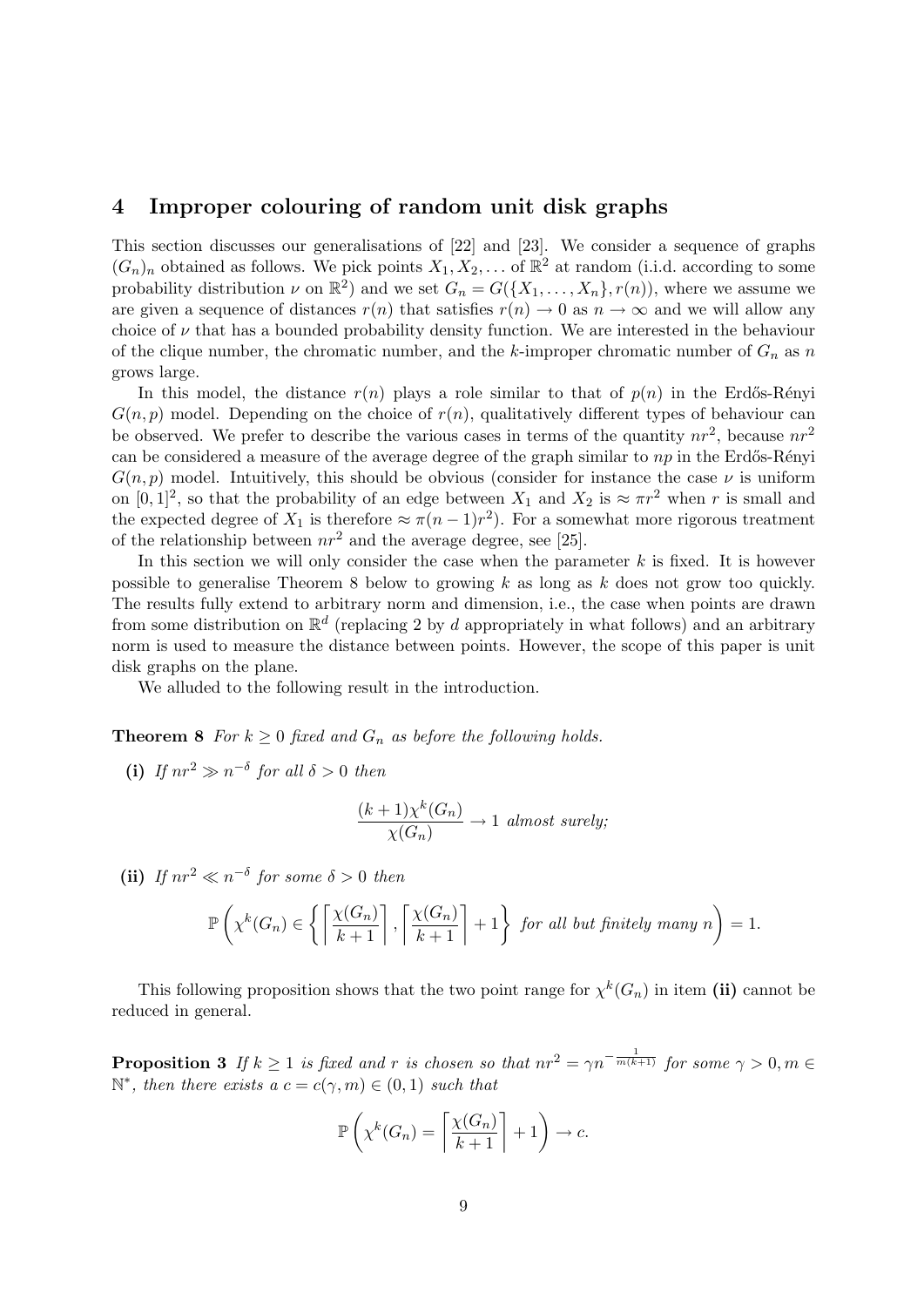# 4 Improper colouring of random unit disk graphs

This section discusses our generalisations of [22] and [23]. We consider a sequence of graphs $(G_n)_n$ obtained as follows. We pick points $X_1, X_2, \dots$ of $\mathbb{R}^2$ at random (i.i.d. according to some probability distribution $\nu$ on $\mathbb{R}^2$) and we set $G_n = G(\{X_1, \dots, X_n\}, r(n))$, where we assume we are given a sequence of distances $r(n)$ that satisfies $r(n) \to 0$ as $n \to \infty$ and we will allow any choice of $\nu$ that has a bounded probability density function. We are interested in the behaviour of the clique number, the chromatic number, and the $k$-improper chromatic number of $G_n$ as $n$ grows large.

In this model, the distance $r(n)$ plays a role similar to that of $p(n)$ in the Erdős-Rényi $G(n, p)$ model. Depending on the choice of $r(n)$, qualitatively different types of behaviour can be observed. We prefer to describe the various cases in terms of the quantity $nr^2$, because $nr^2$ can be considered a measure of the average degree of the graph similar to $np$ in the Erdős-Rényi $G(n, p)$ model. Intuitively, this should be obvious (consider for instance the case $\nu$ is uniform on $[0, 1]^2$, so that the probability of an edge between $X_1$ and $X_2$ is $\approx \pi r^2$ when $r$ is small and the expected degree of $X_1$ is therefore $\approx \pi(n-1)r^2$). For a somewhat more rigorous treatment of the relationship between $nr^2$ and the average degree, see [25].

In this section we will only consider the case when the parameter $k$ is fixed. It is however possible to generalise Theorem 8 below to growing $k$ as long as $k$ does not grow too quickly. The results fully extend to arbitrary norm and dimension, i.e., the case when points are drawn from some distribution on $\mathbb{R}^d$ (replacing 2 by $d$ appropriately in what follows) and an arbitrary norm is used to measure the distance between points. However, the scope of this paper is unit disk graphs on the plane.

We alluded to the following result in the introduction.

**Theorem 8** *For $k \geq 0$ fixed and $G_n$ as before the following holds.*

**(i)** *If $nr^2 \gg n^{-\delta}$ for all $\delta > 0$ then*

$$\frac{(k+1)\chi^k(G_n)}{\chi(G_n)} \to 1 \text{ almost surely;}$$

**(ii)** *If $nr^2 \ll n^{-\delta}$ for some $\delta > 0$ then*

$$\mathbb{P}\left(\chi^k(G_n) \in \left\{ \left\lceil \frac{\chi(G_n)}{k+1} \right\rceil, \left\lceil \frac{\chi(G_n)}{k+1} \right\rceil + 1 \right\} \text{ for all but finitely many } n \right) = 1.$$

This following proposition shows that the two point range for $\chi^k(G_n)$ in item **(ii)** cannot be reduced in general.

**Proposition 3** *If $k \geq 1$ is fixed and $r$ is chosen so that $nr^2 = \gamma n^{-\frac{1}{m(k+1)}}$ for some $\gamma > 0, m \in \mathbb{N}^*$, then there exists a $c = c(\gamma, m) \in (0, 1)$ such that*

$$\mathbb{P}\left(\chi^k(G_n) = \left\lceil \frac{\chi(G_n)}{k+1} \right\rceil + 1\right) \to c.$$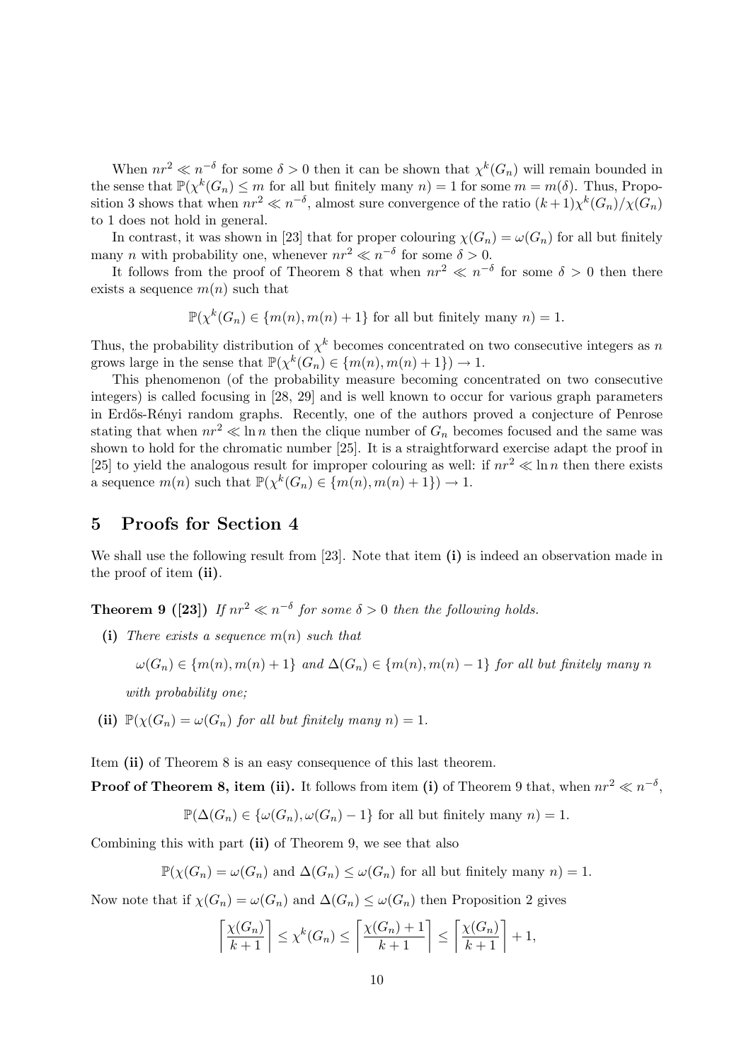When $nr^2 \ll n^{-\delta}$ for some $\delta > 0$ then it can be shown that $\chi^k(G_n)$ will remain bounded in the sense that $\mathbb{P}(\chi^k(G_n) \leq m$ for all but finitely many $n) = 1$ for some $m = m(\delta)$. Thus, Proposition 3 shows that when $nr^2 \ll n^{-\delta}$, almost sure convergence of the ratio $(k+1)\chi^k(G_n)/\chi(G_n)$ to 1 does not hold in general.

In contrast, it was shown in [23] that for proper colouring $\chi(G_n) = \omega(G_n)$ for all but finitely many $n$ with probability one, whenever $nr^2 \ll n^{-\delta}$ for some $\delta > 0$.

It follows from the proof of Theorem 8 that when $nr^2 \ll n^{-\delta}$ for some $\delta > 0$ then there exists a sequence $m(n)$ such that

$$\mathbb{P}(\chi^k(G_n) \in \{m(n), m(n)+1\} \text{ for all but finitely many } n) = 1.$$

Thus, the probability distribution of $\chi^k$ becomes concentrated on two consecutive integers as $n$ grows large in the sense that $\mathbb{P}(\chi^k(G_n) \in \{m(n), m(n)+1\}) \to 1$.

This phenomenon (of the probability measure becoming concentrated on two consecutive integers) is called focusing in [28, 29] and is well known to occur for various graph parameters in Erdős-Rényi random graphs. Recently, one of the authors proved a conjecture of Penrose stating that when $nr^2 \ll \ln n$ then the clique number of $G_n$ becomes focused and the same was shown to hold for the chromatic number [25]. It is a straightforward exercise adapt the proof in [25] to yield the analogous result for improper colouring as well: if $nr^2 \ll \ln n$ then there exists a sequence $m(n)$ such that $\mathbb{P}(\chi^k(G_n) \in \{m(n), m(n)+1\}) \to 1$.

## 5 Proofs for Section 4

We shall use the following result from [23]. Note that item **(i)** is indeed an observation made in the proof of item **(ii)**.

**Theorem 9 ([23])** *If $nr^2 \ll n^{-\delta}$ for some $\delta > 0$ then the following holds.*

**(i)** *There exists a sequence $m(n)$ such that*

$$\omega(G_n) \in \{m(n), m(n)+1\} \text{ and } \Delta(G_n) \in \{m(n), m(n)-1\} \text{ for all but finitely many } n$$

*with probability one;*

**(ii)** $\mathbb{P}(\chi(G_n) = \omega(G_n)$ *for all but finitely many* $n) = 1$.

Item **(ii)** of Theorem 8 is an easy consequence of this last theorem.

**Proof of Theorem 8, item (ii).** It follows from item **(i)** of Theorem 9 that, when $nr^2 \ll n^{-\delta}$,

$$\mathbb{P}(\Delta(G_n) \in \{\omega(G_n), \omega(G_n)-1\} \text{ for all but finitely many } n) = 1.$$

Combining this with part **(ii)** of Theorem 9, we see that also

$$\mathbb{P}(\chi(G_n) = \omega(G_n) \text{ and } \Delta(G_n) \leq \omega(G_n) \text{ for all but finitely many } n) = 1.$$

Now note that if $\chi(G_n) = \omega(G_n)$ and $\Delta(G_n) \leq \omega(G_n)$ then Proposition 2 gives

$$\left\lceil \frac{\chi(G_n)}{k+1} \right\rceil \leq \chi^k(G_n) \leq \left\lceil \frac{\chi(G_n)+1}{k+1} \right\rceil \leq \left\lceil \frac{\chi(G_n)}{k+1} \right\rceil + 1,$$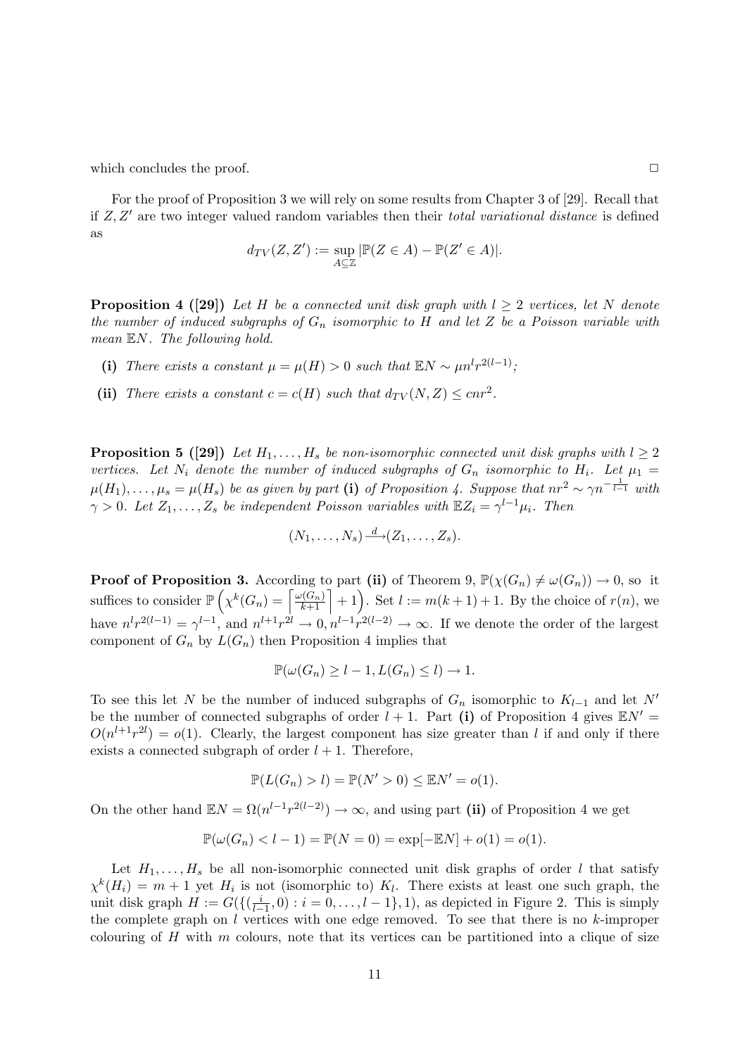which concludes the proof. $\square$

For the proof of Proposition 3 we will rely on some results from Chapter 3 of [29]. Recall that if $Z, Z'$ are two integer valued random variables then their *total variational distance* is defined as

$$d_{TV}(Z, Z') := \sup_{A \subseteq \mathbb{Z}} |\mathbb{P}(Z \in A) - \mathbb{P}(Z' \in A)|.$$

**Proposition 4 ([29])** *Let $H$ be a connected unit disk graph with $l \geq 2$ vertices, let $N$ denote the number of induced subgraphs of $G_n$ isomorphic to $H$ and let $Z$ be a Poisson variable with mean $\mathbb{E}N$. The following hold.*

- **(i)** *There exists a constant $\mu = \mu(H) > 0$ such that $\mathbb{E}N \sim \mu n^l r^{2(l-1)}$;*
- **(ii)** *There exists a constant $c = c(H)$ such that $d_{TV}(N, Z) \leq cnr^2$.*

**Proposition 5 ([29])** *Let $H_1, \ldots, H_s$ be non-isomorphic connected unit disk graphs with $l \geq 2$ vertices. Let $N_i$ denote the number of induced subgraphs of $G_n$ isomorphic to $H_i$. Let $\mu_1 = \mu(H_1), \ldots, \mu_s = \mu(H_s)$ be as given by part* **(i)** *of Proposition 4. Suppose that $nr^2 \sim \gamma n^{-\frac{1}{l-1}}$ with $\gamma > 0$. Let $Z_1, \ldots, Z_s$ be independent Poisson variables with $\mathbb{E}Z_i = \gamma^{l-1}\mu_i$. Then*

$$(N_1, \ldots, N_s) \xrightarrow{d} (Z_1, \ldots, Z_s).$$

**Proof of Proposition 3.** According to part **(ii)** of Theorem 9, $\mathbb{P}(\chi(G_n) \neq \omega(G_n)) \to 0$, so it suffices to consider $\mathbb{P}\left(\chi^k(G_n) = \left\lceil \frac{\omega(G_n)}{k+1} \right\rceil + 1\right)$. Set $l := m(k+1)+1$. By the choice of $r(n)$, we have $n^l r^{2(l-1)} = \gamma^{l-1}$, and $n^{l+1}r^{2l} \to 0, n^{l-1}r^{2(l-2)} \to \infty$. If we denote the order of the largest component of $G_n$ by $L(G_n)$ then Proposition 4 implies that

$$\mathbb{P}(\omega(G_n) \geq l-1, L(G_n) \leq l) \to 1.$$

To see this let $N$ be the number of induced subgraphs of $G_n$ isomorphic to $K_{l-1}$ and let $N'$ be the number of connected subgraphs of order $l+1$. Part **(i)** of Proposition 4 gives $\mathbb{E}N' = O(n^{l+1}r^{2l}) = o(1)$. Clearly, the largest component has size greater than $l$ if and only if there exists a connected subgraph of order $l+1$. Therefore,

$$\mathbb{P}(L(G_n) > l) = \mathbb{P}(N' > 0) \leq \mathbb{E}N' = o(1).$$

On the other hand $\mathbb{E}N = \Omega(n^{l-1}r^{2(l-2)}) \to \infty$, and using part **(ii)** of Proposition 4 we get

$$\mathbb{P}(\omega(G_n) < l-1) = \mathbb{P}(N = 0) = \exp[-\mathbb{E}N] + o(1) = o(1).$$

Let $H_1, \ldots, H_s$ be all non-isomorphic connected unit disk graphs of order $l$ that satisfy $\chi^k(H_i) = m+1$ yet $H_i$ is not (isomorphic to) $K_l$. There exists at least one such graph, the unit disk graph $H := G(\{(\frac{i}{l-1}, 0) : i = 0, \ldots, l-1\}, 1)$, as depicted in Figure 2. This is simply the complete graph on $l$ vertices with one edge removed. To see that there is no $k$-improper colouring of $H$ with $m$ colours, note that its vertices can be partitioned into a clique of size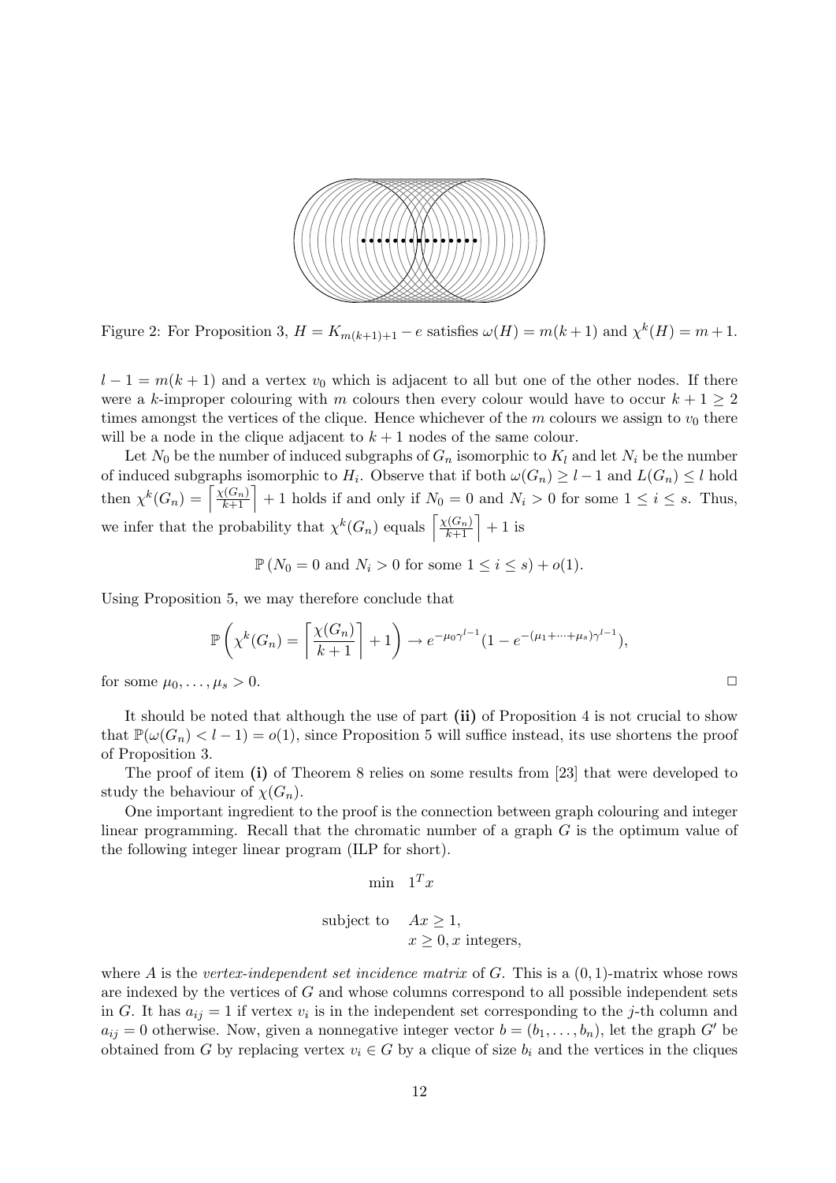Figure 2: For Proposition 3, $H = K_{m(k+1)+1} - e$ satisfies $\omega(H) = m(k+1)$ and $\chi^k(H) = m+1$.

$l - 1 = m(k+1)$ and a vertex $v_0$ which is adjacent to all but one of the other nodes. If there were a $k$-improper colouring with $m$ colours then every colour would have to occur $k+1 \geq 2$ times amongst the vertices of the clique. Hence whichever of the $m$ colours we assign to $v_0$ there will be a node in the clique adjacent to $k+1$ nodes of the same colour.

Let $N_0$ be the number of induced subgraphs of $G_n$ isomorphic to $K_l$ and let $N_i$ be the number of induced subgraphs isomorphic to $H_i$. Observe that if both $\omega(G_n) \geq l-1$ and $L(G_n) \leq l$ hold then $\chi^k(G_n) = \left\lceil \frac{\chi(G_n)}{k+1} \right\rceil + 1$ holds if and only if $N_0 = 0$ and $N_i > 0$ for some $1 \leq i \leq s$. Thus, we infer that the probability that $\chi^k(G_n)$ equals $\left\lceil \frac{\chi(G_n)}{k+1} \right\rceil + 1$ is

$$\mathbb{P}\left(N_0 = 0 \text{ and } N_i > 0 \text{ for some } 1 \leq i \leq s\right) + o(1).$$

Using Proposition 5, we may therefore conclude that

$$\mathbb{P}\left(\chi^k(G_n) = \left\lceil \frac{\chi(G_n)}{k+1} \right\rceil + 1\right) \to e^{-\mu_0 \gamma^{l-1}}(1 - e^{-(\mu_1 + \cdots + \mu_s)\gamma^{l-1}}),$$

for some $\mu_0, \ldots, \mu_s > 0$. □

It should be noted that although the use of part **(ii)** of Proposition 4 is not crucial to show that $\mathbb{P}(\omega(G_n) < l-1) = o(1)$, since Proposition 5 will suffice instead, its use shortens the proof of Proposition 3.

The proof of item **(i)** of Theorem 8 relies on some results from [23] that were developed to study the behaviour of $\chi(G_n)$.

One important ingredient to the proof is the connection between graph colouring and integer linear programming. Recall that the chromatic number of a graph $G$ is the optimum value of the following integer linear program (ILP for short).

$$\begin{aligned} \min \quad & 1^T x \\ \text{subject to} \quad & Ax \geq 1, \\ & x \geq 0, x \text{ integers}, \end{aligned}$$

where $A$ is the *vertex-independent set incidence matrix* of $G$. This is a $(0,1)$-matrix whose rows are indexed by the vertices of $G$ and whose columns correspond to all possible independent sets in $G$. It has $a_{ij} = 1$ if vertex $v_i$ is in the independent set corresponding to the $j$-th column and $a_{ij} = 0$ otherwise. Now, given a nonnegative integer vector $b = (b_1, \ldots, b_n)$, let the graph $G'$ be obtained from $G$ by replacing vertex $v_i \in G$ by a clique of size $b_i$ and the vertices in the cliques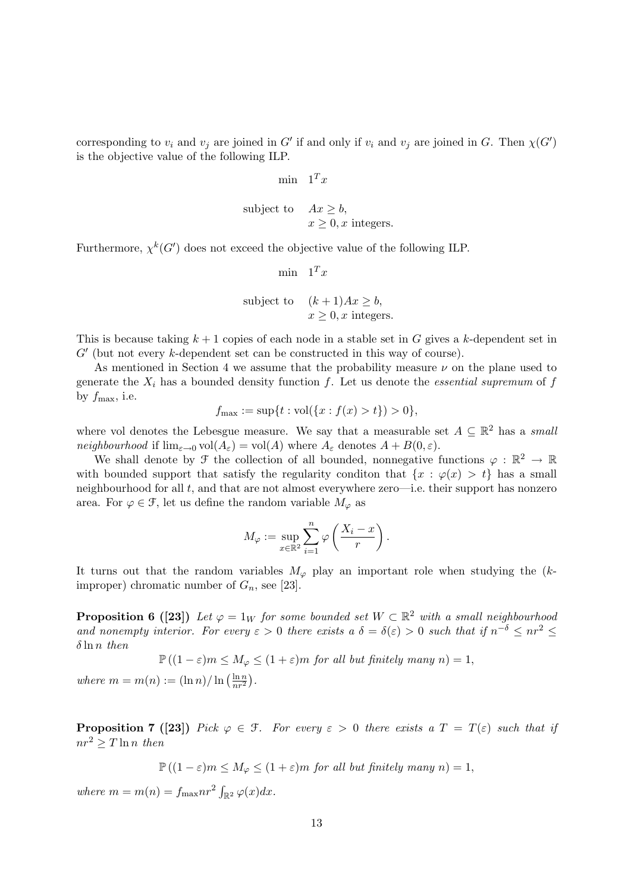corresponding to $v_i$ and $v_j$ are joined in $G'$ if and only if $v_i$ and $v_j$ are joined in $G$. Then $\chi(G')$ is the objective value of the following ILP.

$$\min \quad 1^T x$$

$$\text{subject to} \quad Ax \geq b, \quad x \geq 0, x \text{ integers.}$$

Furthermore, $\chi^k(G')$ does not exceed the objective value of the following ILP.

$$\min \quad 1^T x$$

$$\text{subject to} \quad (k+1)Ax \geq b, \quad x \geq 0, x \text{ integers.}$$

This is because taking $k+1$ copies of each node in a stable set in $G$ gives a $k$-dependent set in $G'$ (but not every $k$-dependent set can be constructed in this way of course).

As mentioned in Section 4 we assume that the probability measure $\nu$ on the plane used to generate the $X_i$ has a bounded density function $f$. Let us denote the *essential supremum* of $f$ by $f_{\max}$, i.e.

$$f_{\max} := \sup\{t : \text{vol}(\{x : f(x) > t\}) > 0\},$$

where vol denotes the Lebesgue measure. We say that a measurable set $A \subseteq \mathbb{R}^2$ has a *small neighbourhood* if $\lim_{\varepsilon \to 0} \text{vol}(A_\varepsilon) = \text{vol}(A)$ where $A_\varepsilon$ denotes $A + B(0, \varepsilon)$.

We shall denote by $\mathcal{F}$ the collection of all bounded, nonnegative functions $\varphi : \mathbb{R}^2 \to \mathbb{R}$ with bounded support that satisfy the regularity conditon that $\{x : \varphi(x) > t\}$ has a small neighbourhood for all $t$, and that are not almost everywhere zero—i.e. their support has nonzero area. For $\varphi \in \mathcal{F}$, let us define the random variable $M_\varphi$ as

$$M_\varphi := \sup_{x \in \mathbb{R}^2} \sum_{i=1}^{n} \varphi\left(\frac{X_i - x}{r}\right).$$

It turns out that the random variables $M_\varphi$ play an important role when studying the ($k$-improper) chromatic number of $G_n$, see [23].

**Proposition 6 ([23])** *Let $\varphi = 1_W$ for some bounded set $W \subset \mathbb{R}^2$ with a small neighbourhood and nonempty interior. For every $\varepsilon > 0$ there exists a $\delta = \delta(\varepsilon) > 0$ such that if $n^{-\delta} \leq nr^2 \leq \delta \ln n$ then*

$$\mathbb{P}\left((1-\varepsilon)m \leq M_\varphi \leq (1+\varepsilon)m \text{ for all but finitely many } n\right) = 1,$$

*where $m = m(n) := (\ln n)/\ln\left(\frac{\ln n}{nr^2}\right)$.*

**Proposition 7 ([23])** *Pick $\varphi \in \mathcal{F}$. For every $\varepsilon > 0$ there exists a $T = T(\varepsilon)$ such that if $nr^2 \geq T \ln n$ then*

$$\mathbb{P}\left((1-\varepsilon)m \leq M_\varphi \leq (1+\varepsilon)m \text{ for all but finitely many } n\right) = 1,$$

*where $m = m(n) = f_{\max} nr^2 \int_{\mathbb{R}^2} \varphi(x)dx$.*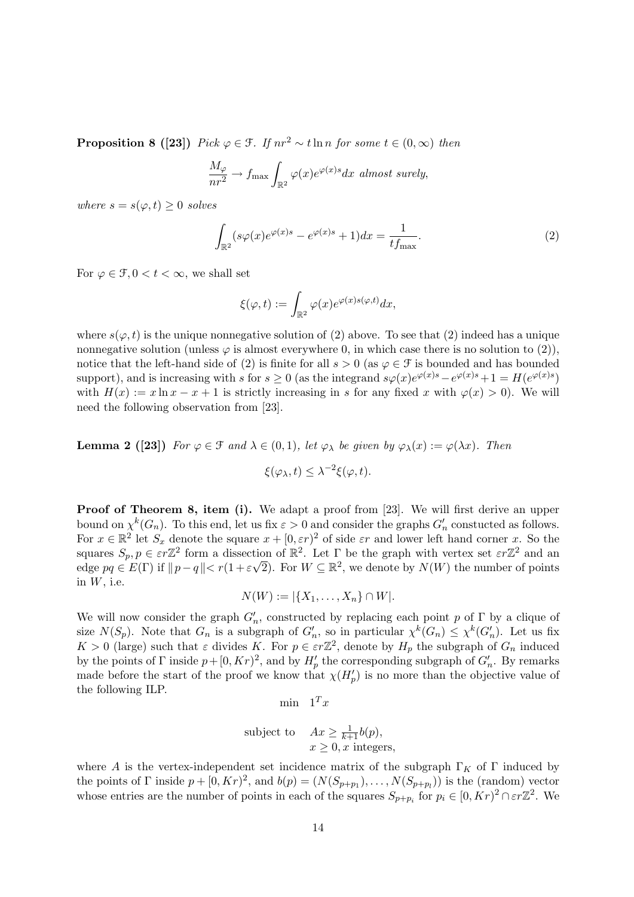**Proposition 8 ([23])** *Pick $\varphi \in \mathcal{F}$. If $nr^2 \sim t \ln n$ for some $t \in (0, \infty)$ then*

$$\frac{M_\varphi}{nr^2} \to f_{\max} \int_{\mathbb{R}^2} \varphi(x) e^{\varphi(x)s} dx \text{ almost surely,}$$

*where $s = s(\varphi, t) \geq 0$ solves*

$$\int_{\mathbb{R}^2} (s\varphi(x)e^{\varphi(x)s} - e^{\varphi(x)s} + 1) dx = \frac{1}{tf_{\max}}. \tag{2}$$

For $\varphi \in \mathcal{F}, 0 < t < \infty$, we shall set

$$\xi(\varphi, t) := \int_{\mathbb{R}^2} \varphi(x) e^{\varphi(x)s(\varphi,t)} dx,$$

where $s(\varphi, t)$ is the unique nonnegative solution of (2) above. To see that (2) indeed has a unique nonnegative solution (unless $\varphi$ is almost everywhere 0, in which case there is no solution to (2)), notice that the left-hand side of (2) is finite for all $s > 0$ (as $\varphi \in \mathcal{F}$ is bounded and has bounded support), and is increasing with $s$ for $s \geq 0$ (as the integrand $s\varphi(x)e^{\varphi(x)s} - e^{\varphi(x)s} + 1 = H(e^{\varphi(x)s})$ with $H(x) := x \ln x - x + 1$ is strictly increasing in $s$ for any fixed $x$ with $\varphi(x) > 0$). We will need the following observation from [23].

**Lemma 2 ([23])** *For $\varphi \in \mathcal{F}$ and $\lambda \in (0, 1)$, let $\varphi_\lambda$ be given by $\varphi_\lambda(x) := \varphi(\lambda x)$. Then*

$$\xi(\varphi_\lambda, t) \leq \lambda^{-2} \xi(\varphi, t).$$

**Proof of Theorem 8, item (i).** We adapt a proof from [23]. We will first derive an upper bound on $\chi^k(G_n)$. To this end, let us fix $\varepsilon > 0$ and consider the graphs $G'_n$ constucted as follows. For $x \in \mathbb{R}^2$ let $S_x$ denote the square $x + [0, \varepsilon r)^2$ of side $\varepsilon r$ and lower left hand corner $x$. So the squares $S_p, p \in \varepsilon r\mathbb{Z}^2$ form a dissection of $\mathbb{R}^2$. Let $\Gamma$ be the graph with vertex set $\varepsilon r\mathbb{Z}^2$ and an edge $pq \in E(\Gamma)$ if $\|p - q\| < r(1 + \varepsilon\sqrt{2})$. For $W \subseteq \mathbb{R}^2$, we denote by $N(W)$ the number of points in $W$, i.e.

$$N(W) := |\{X_1, \ldots, X_n\} \cap W|.$$

We will now consider the graph $G'_n$, constructed by replacing each point $p$ of $\Gamma$ by a clique of size $N(S_p)$. Note that $G_n$ is a subgraph of $G'_n$, so in particular $\chi^k(G_n) \leq \chi^k(G'_n)$. Let us fix $K > 0$ (large) such that $\varepsilon$ divides $K$. For $p \in \varepsilon r\mathbb{Z}^2$, denote by $H_p$ the subgraph of $G_n$ induced by the points of $\Gamma$ inside $p + [0, Kr)^2$, and by $H'_p$ the corresponding subgraph of $G'_n$. By remarks made before the start of the proof we know that $\chi(H'_p)$ is no more than the objective value of the following ILP.

$$\begin{array}{ll} \min & 1^T x \\ \\ \text{subject to} & Ax \geq \frac{1}{k+1} b(p), \\ & x \geq 0, x \text{ integers,} \end{array}$$

where $A$ is the vertex-independent set incidence matrix of the subgraph $\Gamma_K$ of $\Gamma$ induced by the points of $\Gamma$ inside $p + [0, Kr)^2$, and $b(p) = (N(S_{p+p_1}), \ldots, N(S_{p+p_l}))$ is the (random) vector whose entries are the number of points in each of the squares $S_{p+p_i}$ for $p_i \in [0, Kr)^2 \cap \varepsilon r\mathbb{Z}^2$. We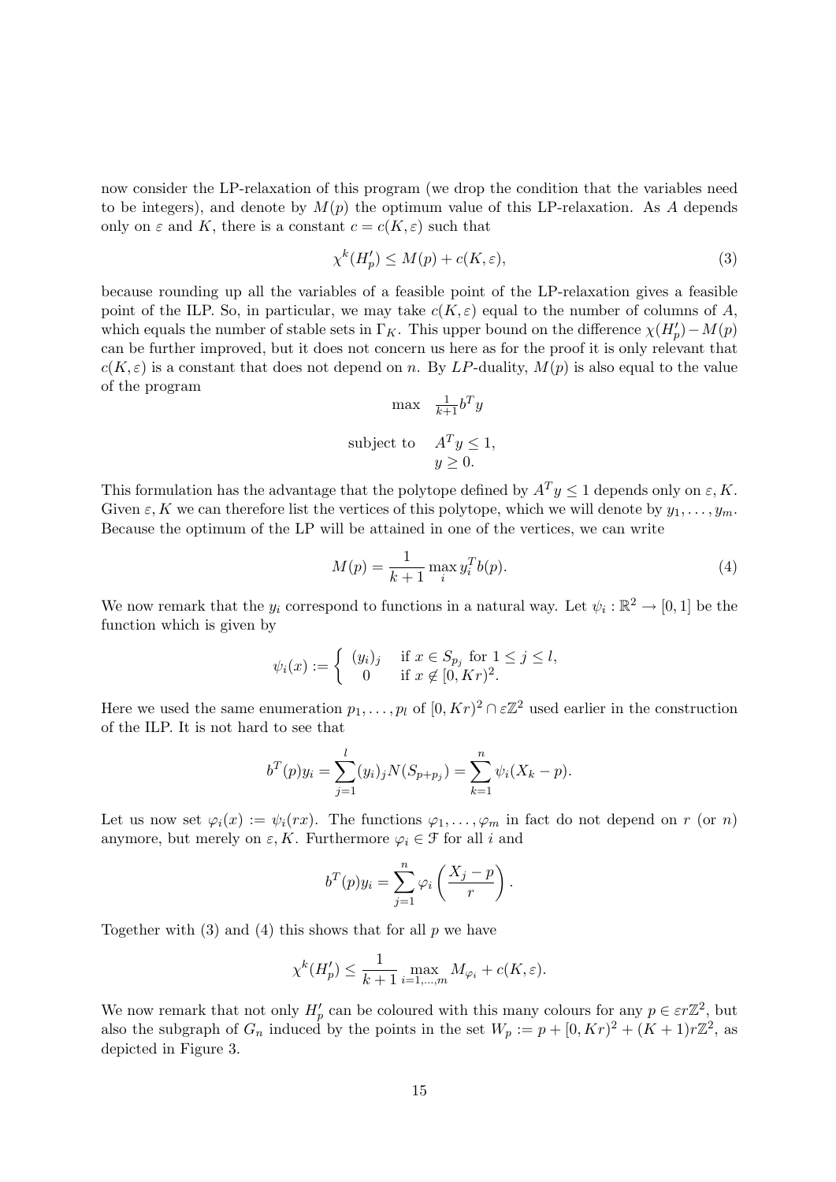now consider the LP-relaxation of this program (we drop the condition that the variables need to be integers), and denote by $M(p)$ the optimum value of this LP-relaxation. As $A$ depends only on $\varepsilon$ and $K$, there is a constant $c = c(K, \varepsilon)$ such that

$$\chi^k(H'_p) \leq M(p) + c(K, \varepsilon), \tag{3}$$

because rounding up all the variables of a feasible point of the LP-relaxation gives a feasible point of the ILP. So, in particular, we may take $c(K, \varepsilon)$ equal to the number of columns of $A$, which equals the number of stable sets in $\Gamma_K$. This upper bound on the difference $\chi(H'_p) - M(p)$ can be further improved, but it does not concern us here as for the proof it is only relevant that $c(K, \varepsilon)$ is a constant that does not depend on $n$. By $LP$-duality, $M(p)$ is also equal to the value of the program

$$\begin{array}{ll} \max & \frac{1}{k+1} b^T y \\ \\ \text{subject to} & A^T y \leq 1, \\ & y \geq 0. \end{array}$$

This formulation has the advantage that the polytope defined by $A^T y \leq 1$ depends only on $\varepsilon, K$. Given $\varepsilon, K$ we can therefore list the vertices of this polytope, which we will denote by $y_1, \ldots, y_m$. Because the optimum of the LP will be attained in one of the vertices, we can write

$$M(p) = \frac{1}{k+1} \max_i y_i^T b(p). \tag{4}$$

We now remark that the $y_i$ correspond to functions in a natural way. Let $\psi_i : \mathbb{R}^2 \to [0, 1]$ be the function which is given by

$$\psi_i(x) := \left\{ \begin{array}{ll} (y_i)_j & \text{if } x \in S_{p_j} \text{ for } 1 \leq j \leq l, \\ 0 & \text{if } x \notin [0, Kr)^2. \end{array} \right.$$

Here we used the same enumeration $p_1, \ldots, p_l$ of $[0, Kr)^2 \cap \varepsilon\mathbb{Z}^2$ used earlier in the construction of the ILP. It is not hard to see that

$$b^T(p) y_i = \sum_{j=1}^{l} (y_i)_j N(S_{p+p_j}) = \sum_{k=1}^{n} \psi_i(X_k - p).$$

Let us now set $\varphi_i(x) := \psi_i(rx)$. The functions $\varphi_1, \ldots, \varphi_m$ in fact do not depend on $r$ (or $n$) anymore, but merely on $\varepsilon, K$. Furthermore $\varphi_i \in \mathcal{F}$ for all $i$ and

$$b^T(p) y_i = \sum_{j=1}^{n} \varphi_i\left(\frac{X_j - p}{r}\right).$$

Together with (3) and (4) this shows that for all $p$ we have

$$\chi^k(H'_p) \leq \frac{1}{k+1} \max_{i=1,\ldots,m} M_{\varphi_i} + c(K, \varepsilon).$$

We now remark that not only $H'_p$ can be coloured with this many colours for any $p \in \varepsilon r\mathbb{Z}^2$, but also the subgraph of $G_n$ induced by the points in the set $W_p := p + [0, Kr)^2 + (K+1)r\mathbb{Z}^2$, as depicted in Figure 3.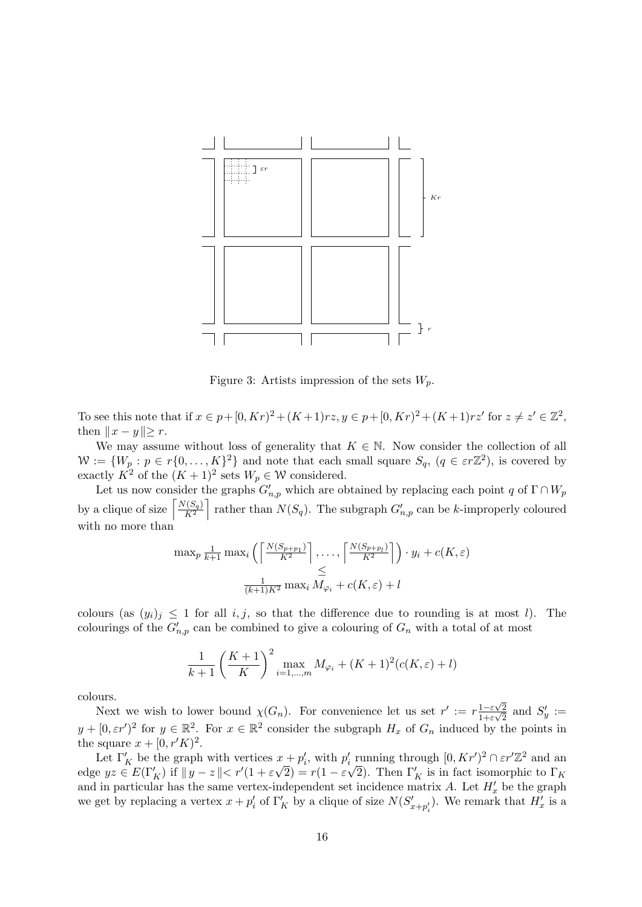Figure 3: Artists impression of the sets $W_p$.

To see this note that if $x \in p+[0,Kr)^2+(K+1)rz, y \in p+[0,Kr)^2+(K+1)rz'$ for $z \neq z' \in \mathbb{Z}^2$, then $\|x-y\| \geq r$.

We may assume without loss of generality that $K \in \mathbb{N}$. Now consider the collection of all $\mathcal{W} := \{W_p : p \in r\{0,\dots,K\}^2\}$ and note that each small square $S_q$, $(q \in \varepsilon r\mathbb{Z}^2)$, is covered by exactly $K^2$ of the $(K+1)^2$ sets $W_p \in \mathcal{W}$ considered.

Let us now consider the graphs $G'_{n,p}$ which are obtained by replacing each point $q$ of $\Gamma \cap W_p$ by a clique of size $\left\lceil \frac{N(S_q)}{K^2} \right\rceil$ rather than $N(S_q)$. The subgraph $G'_{n,p}$ can be $k$-improperly coloured with no more than

$$\max_p \frac{1}{k+1} \max_i \left( \left\lceil \frac{N(S_{p+p_1})}{K^2} \right\rceil, \dots, \left\lceil \frac{N(S_{p+p_l})}{K^2} \right\rceil \right) \cdot y_i + c(K,\varepsilon) \leq \frac{1}{(k+1)K^2} \max_i M_{\varphi_i} + c(K,\varepsilon) + l$$

colours (as $(y_i)_j \leq 1$ for all $i,j$, so that the difference due to rounding is at most $l$). The colourings of the $G'_{n,p}$ can be combined to give a colouring of $G_n$ with a total of at most

$$\frac{1}{k+1} \left( \frac{K+1}{K} \right)^2 \max_{i=1,\dots,m} M_{\varphi_i} + (K+1)^2 (c(K,\varepsilon) + l)$$

colours.

Next we wish to lower bound $\chi(G_n)$. For convenience let us set $r' := r\frac{1-\varepsilon\sqrt{2}}{1+\varepsilon\sqrt{2}}$ and $S'_y := y + [0, \varepsilon r')^2$ for $y \in \mathbb{R}^2$. For $x \in \mathbb{R}^2$ consider the subgraph $H_x$ of $G_n$ induced by the points in the square $x + [0, r'K)^2$.

Let $\Gamma'_K$ be the graph with vertices $x + p'_i$, with $p'_i$ running through $[0, Kr')^2 \cap \varepsilon r'\mathbb{Z}^2$ and an edge $yz \in E(\Gamma'_K)$ if $\|y-z\| < r'(1+\varepsilon\sqrt{2}) = r(1-\varepsilon\sqrt{2})$. Then $\Gamma'_K$ is in fact isomorphic to $\Gamma_K$ and in particular has the same vertex-independent set incidence matrix $A$. Let $H'_x$ be the graph we get by replacing a vertex $x + p'_i$ of $\Gamma'_K$ by a clique of size $N(S'_{x+p'_i})$. We remark that $H'_x$ is a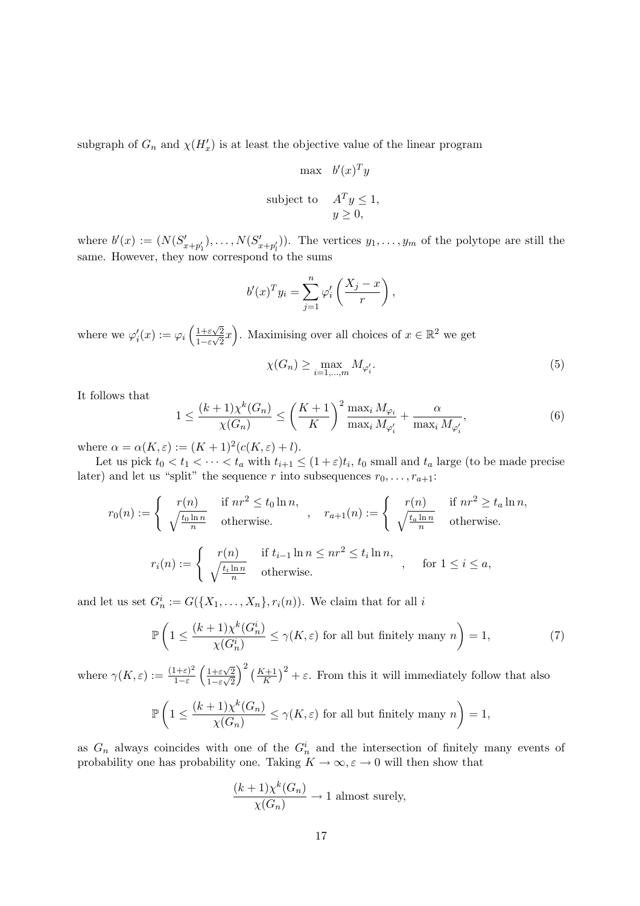subgraph of $G_n$ and $\chi(H'_x)$ is at least the objective value of the linear program

$$\begin{aligned} \max \quad & b'(x)^T y \\ \text{subject to} \quad & A^T y \leq 1, \\ & y \geq 0, \end{aligned}$$

where $b'(x) := (N(S'_{x+p'_1}), \ldots, N(S'_{x+p'_l}))$. The vertices $y_1, \ldots, y_m$ of the polytope are still the same. However, they now correspond to the sums

$$b'(x)^T y_i = \sum_{j=1}^{n} \varphi'_i \left( \frac{X_j - x}{r} \right),$$

where we $\varphi'_i(x) := \varphi_i \left( \frac{1+\varepsilon\sqrt{2}}{1-\varepsilon\sqrt{2}} x \right)$. Maximising over all choices of $x \in \mathbb{R}^2$ we get

$$\chi(G_n) \geq \max_{i=1,\ldots,m} M_{\varphi'_i}. \tag{5}$$

It follows that

$$1 \leq \frac{(k+1)\chi^k(G_n)}{\chi(G_n)} \leq \left( \frac{K+1}{K} \right)^2 \frac{\max_i M_{\varphi_i}}{\max_i M_{\varphi'_i}} + \frac{\alpha}{\max_i M_{\varphi'_i}}, \tag{6}$$

where $\alpha = \alpha(K, \varepsilon) := (K+1)^2 (c(K, \varepsilon) + l)$.

Let us pick $t_0 < t_1 < \cdots < t_a$ with $t_{i+1} \leq (1+\varepsilon) t_i$, $t_0$ small and $t_a$ large (to be made precise later) and let us "split" the sequence $r$ into subsequences $r_0, \ldots, r_{a+1}$:

$$r_0(n) := \begin{cases} r(n) & \text{if } nr^2 \leq t_0 \ln n, \\ \sqrt{\frac{t_0 \ln n}{n}} & \text{otherwise.} \end{cases}, \quad r_{a+1}(n) := \begin{cases} r(n) & \text{if } nr^2 \geq t_a \ln n, \\ \sqrt{\frac{t_a \ln n}{n}} & \text{otherwise.} \end{cases}$$

$$r_i(n) := \begin{cases} r(n) & \text{if } t_{i-1} \ln n \leq nr^2 \leq t_i \ln n, \\ \sqrt{\frac{t_i \ln n}{n}} & \text{otherwise.} \end{cases}, \quad \text{for } 1 \leq i \leq a,$$

and let us set $G_n^i := G(\{X_1, \ldots, X_n\}, r_i(n))$. We claim that for all $i$

$$\mathbb{P}\left( 1 \leq \frac{(k+1)\chi^k(G_n^i)}{\chi(G_n^i)} \leq \gamma(K, \varepsilon) \text{ for all but finitely many } n \right) = 1, \tag{7}$$

where $\gamma(K, \varepsilon) := \frac{(1+\varepsilon)^2}{1-\varepsilon} \left( \frac{1+\varepsilon\sqrt{2}}{1-\varepsilon\sqrt{2}} \right)^2 \left( \frac{K+1}{K} \right)^2 + \varepsilon$. From this it will immediately follow that also

$$\mathbb{P}\left( 1 \leq \frac{(k+1)\chi^k(G_n)}{\chi(G_n)} \leq \gamma(K, \varepsilon) \text{ for all but finitely many } n \right) = 1,$$

as $G_n$ always coincides with one of the $G_n^i$ and the intersection of finitely many events of probability one has probability one. Taking $K \to \infty, \varepsilon \to 0$ will then show that

$$\frac{(k+1)\chi^k(G_n)}{\chi(G_n)} \to 1 \text{ almost surely,}$$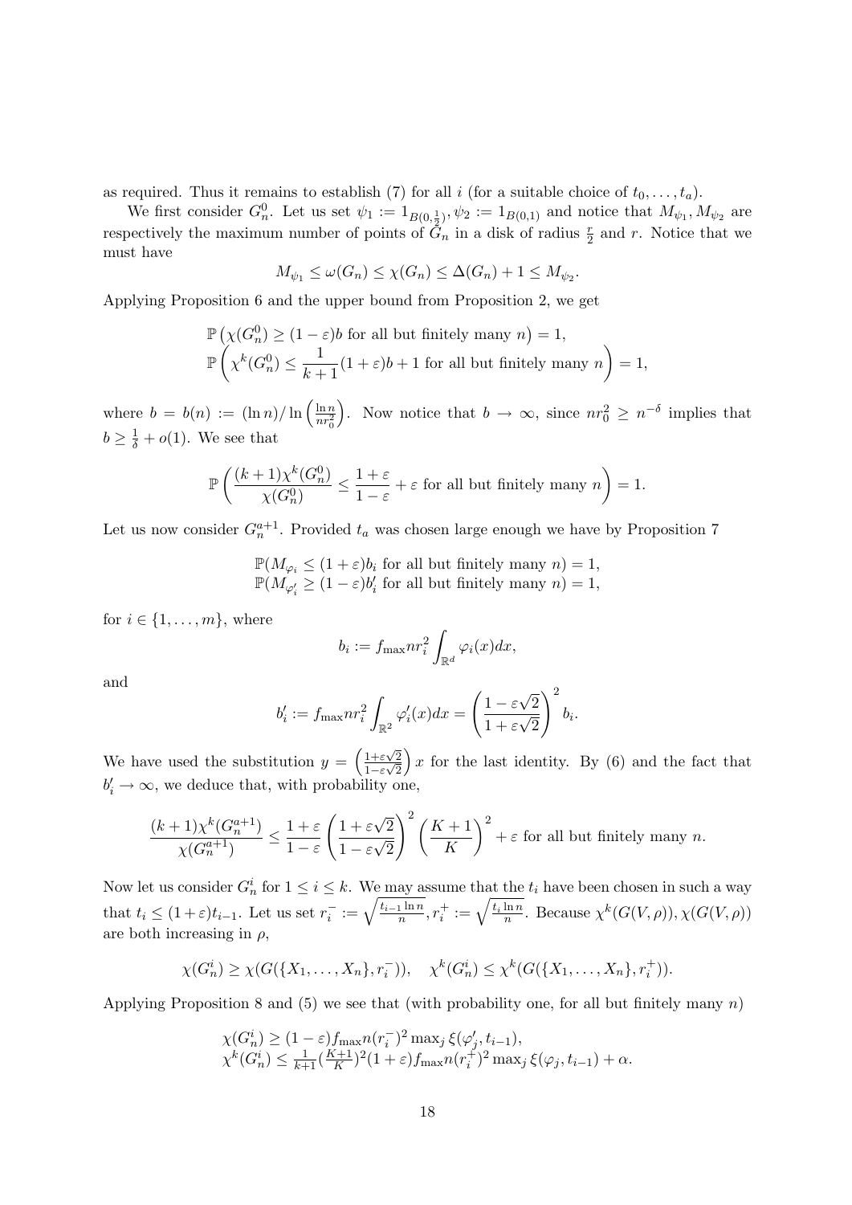as required. Thus it remains to establish (7) for all $i$ (for a suitable choice of $t_0, \dots, t_a$).

We first consider $G_n^0$. Let us set $\psi_1 := 1_{B(0,\frac{1}{2})}, \psi_2 := 1_{B(0,1)}$ and notice that $M_{\psi_1}, M_{\psi_2}$ are respectively the maximum number of points of $G_n$ in a disk of radius $\frac{r}{2}$ and $r$. Notice that we must have

$$M_{\psi_1} \leq \omega(G_n) \leq \chi(G_n) \leq \Delta(G_n) + 1 \leq M_{\psi_2}.$$

Applying Proposition 6 and the upper bound from Proposition 2, we get

$$\mathbb{P}\left(\chi(G_n^0) \geq (1-\varepsilon)b \text{ for all but finitely many } n\right) = 1,$$
$$\mathbb{P}\left(\chi^k(G_n^0) \leq \frac{1}{k+1}(1+\varepsilon)b + 1 \text{ for all but finitely many } n\right) = 1,$$

where $b = b(n) := (\ln n)/\ln\left(\frac{\ln n}{nr_0^2}\right)$. Now notice that $b \to \infty$, since $nr_0^2 \geq n^{-\delta}$ implies that $b \geq \frac{1}{\delta} + o(1)$. We see that

$$\mathbb{P}\left(\frac{(k+1)\chi^k(G_n^0)}{\chi(G_n^0)} \leq \frac{1+\varepsilon}{1-\varepsilon} + \varepsilon \text{ for all but finitely many } n\right) = 1.$$

Let us now consider $G_n^{a+1}$. Provided $t_a$ was chosen large enough we have by Proposition 7

$$\mathbb{P}(M_{\varphi_i} \leq (1+\varepsilon)b_i \text{ for all but finitely many } n) = 1,$$
$$\mathbb{P}(M_{\varphi_i'} \geq (1-\varepsilon)b_i' \text{ for all but finitely many } n) = 1,$$

for $i \in \{1, \dots, m\}$, where

$$b_i := f_{\max} n r_i^2 \int_{\mathbb{R}^d} \varphi_i(x) dx,$$

and

$$b_i' := f_{\max} n r_i^2 \int_{\mathbb{R}^2} \varphi_i'(x) dx = \left(\frac{1-\varepsilon\sqrt{2}}{1+\varepsilon\sqrt{2}}\right)^2 b_i.$$

We have used the substitution $y = \left(\frac{1+\varepsilon\sqrt{2}}{1-\varepsilon\sqrt{2}}\right) x$ for the last identity. By (6) and the fact that $b_i' \to \infty$, we deduce that, with probability one,

$$\frac{(k+1)\chi^k(G_n^{a+1})}{\chi(G_n^{a+1})} \leq \frac{1+\varepsilon}{1-\varepsilon}\left(\frac{1+\varepsilon\sqrt{2}}{1-\varepsilon\sqrt{2}}\right)^2 \left(\frac{K+1}{K}\right)^2 + \varepsilon \text{ for all but finitely many } n.$$

Now let us consider $G_n^i$ for $1 \leq i \leq k$. We may assume that the $t_i$ have been chosen in such a way that $t_i \leq (1+\varepsilon)t_{i-1}$. Let us set $r_i^- := \sqrt{\frac{t_{i-1}\ln n}{n}}, r_i^+ := \sqrt{\frac{t_i \ln n}{n}}$. Because $\chi^k(G(V,\rho)), \chi(G(V,\rho))$ are both increasing in $\rho$,

$$\chi(G_n^i) \geq \chi(G(\{X_1, \dots, X_n\}, r_i^-)), \quad \chi^k(G_n^i) \leq \chi^k(G(\{X_1, \dots, X_n\}, r_i^+)).$$

Applying Proposition 8 and (5) we see that (with probability one, for all but finitely many $n$)

$$\chi(G_n^i) \geq (1-\varepsilon) f_{\max} n (r_i^-)^2 \max_j \xi(\varphi_j', t_{i-1}),$$
$$\chi^k(G_n^i) \leq \tfrac{1}{k+1}(\tfrac{K+1}{K})^2 (1+\varepsilon) f_{\max} n (r_i^+)^2 \max_j \xi(\varphi_j, t_{i-1}) + \alpha.$$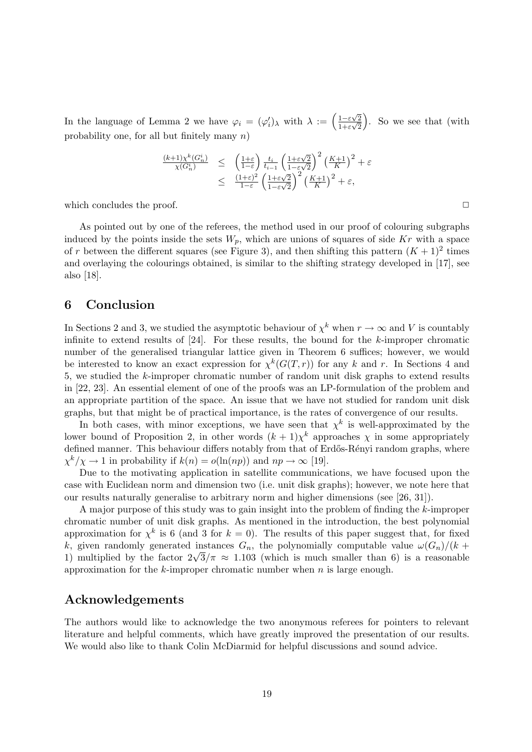In the language of Lemma 2 we have $\varphi_i = (\varphi'_i)_\lambda$ with $\lambda := \left(\frac{1-\varepsilon\sqrt{2}}{1+\varepsilon\sqrt{2}}\right)$. So we see that (with probability one, for all but finitely many $n$)

$$
\begin{aligned}
\frac{(k+1)\chi^k(G_n^i)}{\chi(G_n^i)} &\leq \left(\frac{1+\varepsilon}{1-\varepsilon}\right)\frac{t_i}{t_{i-1}}\left(\frac{1+\varepsilon\sqrt{2}}{1-\varepsilon\sqrt{2}}\right)^2\left(\frac{K+1}{K}\right)^2+\varepsilon \\
&\leq \frac{(1+\varepsilon)^2}{1-\varepsilon}\left(\frac{1+\varepsilon\sqrt{2}}{1-\varepsilon\sqrt{2}}\right)^2\left(\frac{K+1}{K}\right)^2+\varepsilon,
\end{aligned}
$$

which concludes the proof. □

As pointed out by one of the referees, the method used in our proof of colouring subgraphs induced by the points inside the sets $W_p$, which are unions of squares of side $Kr$ with a space of $r$ between the different squares (see Figure 3), and then shifting this pattern $(K+1)^2$ times and overlaying the colourings obtained, is similar to the shifting strategy developed in [17], see also [18].

## 6 Conclusion

In Sections 2 and 3, we studied the asymptotic behaviour of $\chi^k$ when $r \to \infty$ and $V$ is countably infinite to extend results of [24]. For these results, the bound for the $k$-improper chromatic number of the generalised triangular lattice given in Theorem 6 suffices; however, we would be interested to know an exact expression for $\chi^k(G(T,r))$ for any $k$ and $r$. In Sections 4 and 5, we studied the $k$-improper chromatic number of random unit disk graphs to extend results in [22, 23]. An essential element of one of the proofs was an LP-formulation of the problem and an appropriate partition of the space. An issue that we have not studied for random unit disk graphs, but that might be of practical importance, is the rates of convergence of our results.

In both cases, with minor exceptions, we have seen that $\chi^k$ is well-approximated by the lower bound of Proposition 2, in other words $(k+1)\chi^k$ approaches $\chi$ in some appropriately defined manner. This behaviour differs notably from that of Erdős-Rényi random graphs, where $\chi^k/\chi \to 1$ in probability if $k(n) = o(\ln(np))$ and $np \to \infty$ [19].

Due to the motivating application in satellite communications, we have focused upon the case with Euclidean norm and dimension two (i.e. unit disk graphs); however, we note here that our results naturally generalise to arbitrary norm and higher dimensions (see [26, 31]).

A major purpose of this study was to gain insight into the problem of finding the $k$-improper chromatic number of unit disk graphs. As mentioned in the introduction, the best polynomial approximation for $\chi^k$ is 6 (and 3 for $k=0$). The results of this paper suggest that, for fixed $k$, given randomly generated instances $G_n$, the polynomially computable value $\omega(G_n)/(k+1)$ multiplied by the factor $2\sqrt{3}/\pi \approx 1.103$ (which is much smaller than 6) is a reasonable approximation for the $k$-improper chromatic number when $n$ is large enough.

## Acknowledgements

The authors would like to acknowledge the two anonymous referees for pointers to relevant literature and helpful comments, which have greatly improved the presentation of our results. We would also like to thank Colin McDiarmid for helpful discussions and sound advice.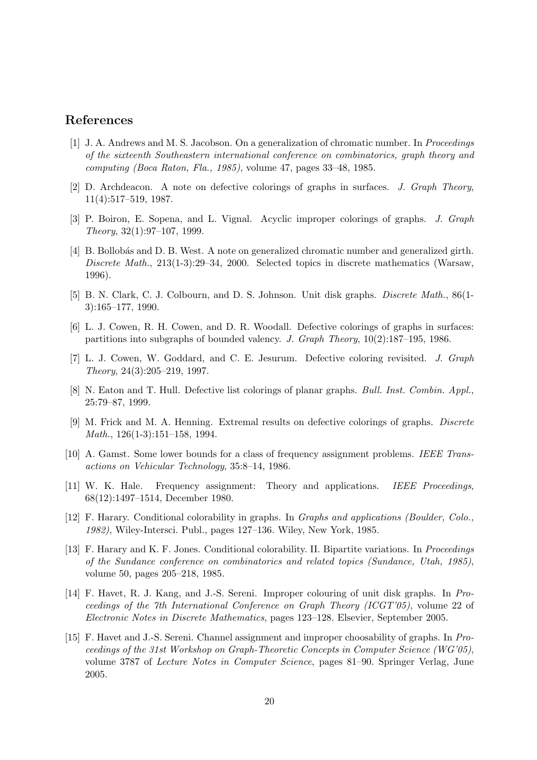## References

[1] J. A. Andrews and M. S. Jacobson. On a generalization of chromatic number. In *Proceedings of the sixteenth Southeastern international conference on combinatorics, graph theory and computing (Boca Raton, Fla., 1985)*, volume 47, pages 33–48, 1985.

[2] D. Archdeacon. A note on defective colorings of graphs in surfaces. *J. Graph Theory*, 11(4):517–519, 1987.

[3] P. Boiron, E. Sopena, and L. Vignal. Acyclic improper colorings of graphs. *J. Graph Theory*, 32(1):97–107, 1999.

[4] B. Bollobás and D. B. West. A note on generalized chromatic number and generalized girth. *Discrete Math.*, 213(1-3):29–34, 2000. Selected topics in discrete mathematics (Warsaw, 1996).

[5] B. N. Clark, C. J. Colbourn, and D. S. Johnson. Unit disk graphs. *Discrete Math.*, 86(1-3):165–177, 1990.

[6] L. J. Cowen, R. H. Cowen, and D. R. Woodall. Defective colorings of graphs in surfaces: partitions into subgraphs of bounded valency. *J. Graph Theory*, 10(2):187–195, 1986.

[7] L. J. Cowen, W. Goddard, and C. E. Jesurum. Defective coloring revisited. *J. Graph Theory*, 24(3):205–219, 1997.

[8] N. Eaton and T. Hull. Defective list colorings of planar graphs. *Bull. Inst. Combin. Appl.*, 25:79–87, 1999.

[9] M. Frick and M. A. Henning. Extremal results on defective colorings of graphs. *Discrete Math.*, 126(1-3):151–158, 1994.

[10] A. Gamst. Some lower bounds for a class of frequency assignment problems. *IEEE Transactions on Vehicular Technology*, 35:8–14, 1986.

[11] W. K. Hale. Frequency assignment: Theory and applications. *IEEE Proceedings*, 68(12):1497–1514, December 1980.

[12] F. Harary. Conditional colorability in graphs. In *Graphs and applications (Boulder, Colo., 1982)*, Wiley-Intersci. Publ., pages 127–136. Wiley, New York, 1985.

[13] F. Harary and K. F. Jones. Conditional colorability. II. Bipartite variations. In *Proceedings of the Sundance conference on combinatorics and related topics (Sundance, Utah, 1985)*, volume 50, pages 205–218, 1985.

[14] F. Havet, R. J. Kang, and J.-S. Sereni. Improper colouring of unit disk graphs. In *Proceedings of the 7th International Conference on Graph Theory (ICGT'05)*, volume 22 of *Electronic Notes in Discrete Mathematics*, pages 123–128. Elsevier, September 2005.

[15] F. Havet and J.-S. Sereni. Channel assignment and improper choosability of graphs. In *Proceedings of the 31st Workshop on Graph-Theoretic Concepts in Computer Science (WG'05)*, volume 3787 of *Lecture Notes in Computer Science*, pages 81–90. Springer Verlag, June 2005.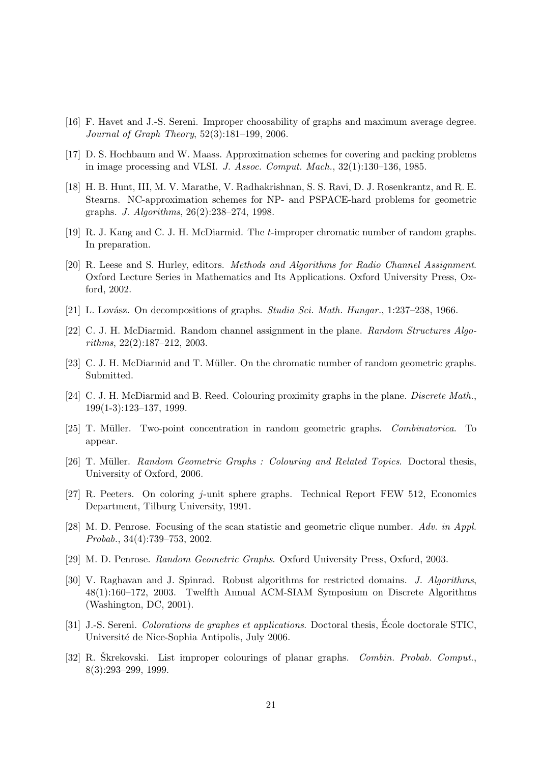[16] F. Havet and J.-S. Sereni. Improper choosability of graphs and maximum average degree. *Journal of Graph Theory*, 52(3):181–199, 2006.

[17] D. S. Hochbaum and W. Maass. Approximation schemes for covering and packing problems in image processing and VLSI. *J. Assoc. Comput. Mach.*, 32(1):130–136, 1985.

[18] H. B. Hunt, III, M. V. Marathe, V. Radhakrishnan, S. S. Ravi, D. J. Rosenkrantz, and R. E. Stearns. NC-approximation schemes for NP- and PSPACE-hard problems for geometric graphs. *J. Algorithms*, 26(2):238–274, 1998.

[19] R. J. Kang and C. J. H. McDiarmid. The $t$-improper chromatic number of random graphs. In preparation.

[20] R. Leese and S. Hurley, editors. *Methods and Algorithms for Radio Channel Assignment*. Oxford Lecture Series in Mathematics and Its Applications. Oxford University Press, Oxford, 2002.

[21] L. Lovász. On decompositions of graphs. *Studia Sci. Math. Hungar.*, 1:237–238, 1966.

[22] C. J. H. McDiarmid. Random channel assignment in the plane. *Random Structures Algorithms*, 22(2):187–212, 2003.

[23] C. J. H. McDiarmid and T. Müller. On the chromatic number of random geometric graphs. Submitted.

[24] C. J. H. McDiarmid and B. Reed. Colouring proximity graphs in the plane. *Discrete Math.*, 199(1-3):123–137, 1999.

[25] T. Müller. Two-point concentration in random geometric graphs. *Combinatorica*. To appear.

[26] T. Müller. *Random Geometric Graphs : Colouring and Related Topics*. Doctoral thesis, University of Oxford, 2006.

[27] R. Peeters. On coloring $j$-unit sphere graphs. Technical Report FEW 512, Economics Department, Tilburg University, 1991.

[28] M. D. Penrose. Focusing of the scan statistic and geometric clique number. *Adv. in Appl. Probab.*, 34(4):739–753, 2002.

[29] M. D. Penrose. *Random Geometric Graphs*. Oxford University Press, Oxford, 2003.

[30] V. Raghavan and J. Spinrad. Robust algorithms for restricted domains. *J. Algorithms*, 48(1):160–172, 2003. Twelfth Annual ACM-SIAM Symposium on Discrete Algorithms (Washington, DC, 2001).

[31] J.-S. Sereni. *Colorations de graphes et applications*. Doctoral thesis, École doctorale STIC, Université de Nice-Sophia Antipolis, July 2006.

[32] R. Škrekovski. List improper colourings of planar graphs. *Combin. Probab. Comput.*, 8(3):293–299, 1999.